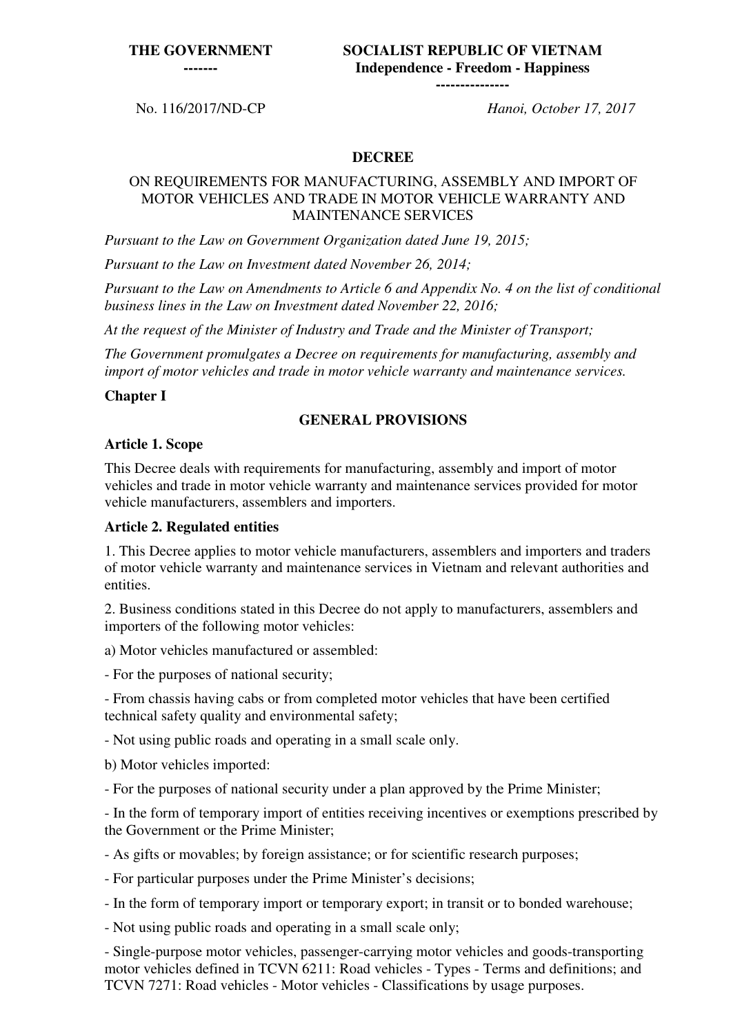**THE GOVERNMENT**
**-------**

**SOCIALIST REPUBLIC OF VIETNAM**
**Independence - Freedom - Happiness**
**---------------**

No. 116/2017/ND-CP

*Hanoi, October 17, 2017*

# DECREE

## ON REQUIREMENTS FOR MANUFACTURING, ASSEMBLY AND IMPORT OF MOTOR VEHICLES AND TRADE IN MOTOR VEHICLE WARRANTY AND MAINTENANCE SERVICES

*Pursuant to the Law on Government Organization dated June 19, 2015;*

*Pursuant to the Law on Investment dated November 26, 2014;*

*Pursuant to the Law on Amendments to Article 6 and Appendix No. 4 on the list of conditional business lines in the Law on Investment dated November 22, 2016;*

*At the request of the Minister of Industry and Trade and the Minister of Transport;*

*The Government promulgates a Decree on requirements for manufacturing, assembly and import of motor vehicles and trade in motor vehicle warranty and maintenance services.*

## Chapter I

## GENERAL PROVISIONS

### Article 1. Scope

This Decree deals with requirements for manufacturing, assembly and import of motor vehicles and trade in motor vehicle warranty and maintenance services provided for motor vehicle manufacturers, assemblers and importers.

### Article 2. Regulated entities

1. This Decree applies to motor vehicle manufacturers, assemblers and importers and traders of motor vehicle warranty and maintenance services in Vietnam and relevant authorities and entities.

2. Business conditions stated in this Decree do not apply to manufacturers, assemblers and importers of the following motor vehicles:

a) Motor vehicles manufactured or assembled:

- For the purposes of national security;

- From chassis having cabs or from completed motor vehicles that have been certified technical safety quality and environmental safety;

- Not using public roads and operating in a small scale only.

b) Motor vehicles imported:

- For the purposes of national security under a plan approved by the Prime Minister;

- In the form of temporary import of entities receiving incentives or exemptions prescribed by the Government or the Prime Minister;

- As gifts or movables; by foreign assistance; or for scientific research purposes;

- For particular purposes under the Prime Minister's decisions;

- In the form of temporary import or temporary export; in transit or to bonded warehouse;

- Not using public roads and operating in a small scale only;

- Single-purpose motor vehicles, passenger-carrying motor vehicles and goods-transporting motor vehicles defined in TCVN 6211: Road vehicles - Types - Terms and definitions; and TCVN 7271: Road vehicles - Motor vehicles - Classifications by usage purposes.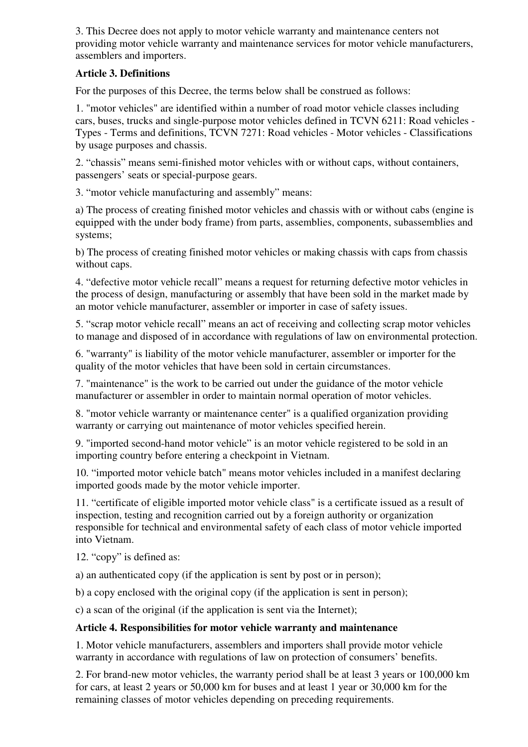3. This Decree does not apply to motor vehicle warranty and maintenance centers not providing motor vehicle warranty and maintenance services for motor vehicle manufacturers, assemblers and importers.

**Article 3. Definitions**

For the purposes of this Decree, the terms below shall be construed as follows:

1. "motor vehicles" are identified within a number of road motor vehicle classes including cars, buses, trucks and single-purpose motor vehicles defined in TCVN 6211: Road vehicles - Types - Terms and definitions, TCVN 7271: Road vehicles - Motor vehicles - Classifications by usage purposes and chassis.

2. "chassis" means semi-finished motor vehicles with or without caps, without containers, passengers' seats or special-purpose gears.

3. "motor vehicle manufacturing and assembly" means:

a) The process of creating finished motor vehicles and chassis with or without cabs (engine is equipped with the under body frame) from parts, assemblies, components, subassemblies and systems;

b) The process of creating finished motor vehicles or making chassis with caps from chassis without caps.

4. "defective motor vehicle recall" means a request for returning defective motor vehicles in the process of design, manufacturing or assembly that have been sold in the market made by an motor vehicle manufacturer, assembler or importer in case of safety issues.

5. "scrap motor vehicle recall" means an act of receiving and collecting scrap motor vehicles to manage and disposed of in accordance with regulations of law on environmental protection.

6. "warranty" is liability of the motor vehicle manufacturer, assembler or importer for the quality of the motor vehicles that have been sold in certain circumstances.

7. "maintenance" is the work to be carried out under the guidance of the motor vehicle manufacturer or assembler in order to maintain normal operation of motor vehicles.

8. "motor vehicle warranty or maintenance center" is a qualified organization providing warranty or carrying out maintenance of motor vehicles specified herein.

9. "imported second-hand motor vehicle" is an motor vehicle registered to be sold in an importing country before entering a checkpoint in Vietnam.

10. "imported motor vehicle batch" means motor vehicles included in a manifest declaring imported goods made by the motor vehicle importer.

11. "certificate of eligible imported motor vehicle class" is a certificate issued as a result of inspection, testing and recognition carried out by a foreign authority or organization responsible for technical and environmental safety of each class of motor vehicle imported into Vietnam.

12. "copy" is defined as:

a) an authenticated copy (if the application is sent by post or in person);

b) a copy enclosed with the original copy (if the application is sent in person);

c) a scan of the original (if the application is sent via the Internet);

**Article 4. Responsibilities for motor vehicle warranty and maintenance**

1. Motor vehicle manufacturers, assemblers and importers shall provide motor vehicle warranty in accordance with regulations of law on protection of consumers' benefits.

2. For brand-new motor vehicles, the warranty period shall be at least 3 years or 100,000 km for cars, at least 2 years or 50,000 km for buses and at least 1 year or 30,000 km for the remaining classes of motor vehicles depending on preceding requirements.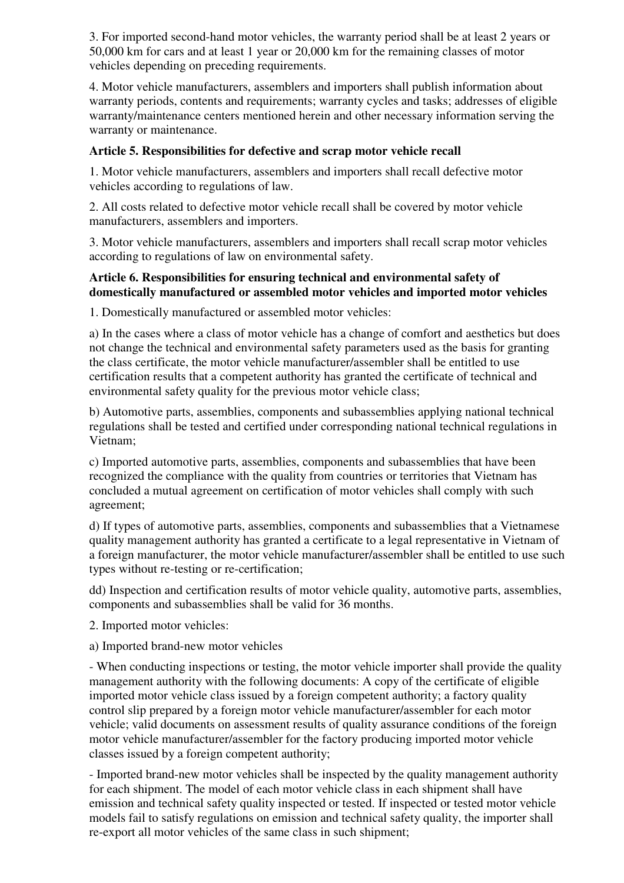3. For imported second-hand motor vehicles, the warranty period shall be at least 2 years or 50,000 km for cars and at least 1 year or 20,000 km for the remaining classes of motor vehicles depending on preceding requirements.

4. Motor vehicle manufacturers, assemblers and importers shall publish information about warranty periods, contents and requirements; warranty cycles and tasks; addresses of eligible warranty/maintenance centers mentioned herein and other necessary information serving the warranty or maintenance.

**Article 5. Responsibilities for defective and scrap motor vehicle recall**

1. Motor vehicle manufacturers, assemblers and importers shall recall defective motor vehicles according to regulations of law.

2. All costs related to defective motor vehicle recall shall be covered by motor vehicle manufacturers, assemblers and importers.

3. Motor vehicle manufacturers, assemblers and importers shall recall scrap motor vehicles according to regulations of law on environmental safety.

**Article 6. Responsibilities for ensuring technical and environmental safety of domestically manufactured or assembled motor vehicles and imported motor vehicles**

1. Domestically manufactured or assembled motor vehicles:

a) In the cases where a class of motor vehicle has a change of comfort and aesthetics but does not change the technical and environmental safety parameters used as the basis for granting the class certificate, the motor vehicle manufacturer/assembler shall be entitled to use certification results that a competent authority has granted the certificate of technical and environmental safety quality for the previous motor vehicle class;

b) Automotive parts, assemblies, components and subassemblies applying national technical regulations shall be tested and certified under corresponding national technical regulations in Vietnam;

c) Imported automotive parts, assemblies, components and subassemblies that have been recognized the compliance with the quality from countries or territories that Vietnam has concluded a mutual agreement on certification of motor vehicles shall comply with such agreement;

d) If types of automotive parts, assemblies, components and subassemblies that a Vietnamese quality management authority has granted a certificate to a legal representative in Vietnam of a foreign manufacturer, the motor vehicle manufacturer/assembler shall be entitled to use such types without re-testing or re-certification;

dd) Inspection and certification results of motor vehicle quality, automotive parts, assemblies, components and subassemblies shall be valid for 36 months.

2. Imported motor vehicles:

a) Imported brand-new motor vehicles

- When conducting inspections or testing, the motor vehicle importer shall provide the quality management authority with the following documents: A copy of the certificate of eligible imported motor vehicle class issued by a foreign competent authority; a factory quality control slip prepared by a foreign motor vehicle manufacturer/assembler for each motor vehicle; valid documents on assessment results of quality assurance conditions of the foreign motor vehicle manufacturer/assembler for the factory producing imported motor vehicle classes issued by a foreign competent authority;

- Imported brand-new motor vehicles shall be inspected by the quality management authority for each shipment. The model of each motor vehicle class in each shipment shall have emission and technical safety quality inspected or tested. If inspected or tested motor vehicle models fail to satisfy regulations on emission and technical safety quality, the importer shall re-export all motor vehicles of the same class in such shipment;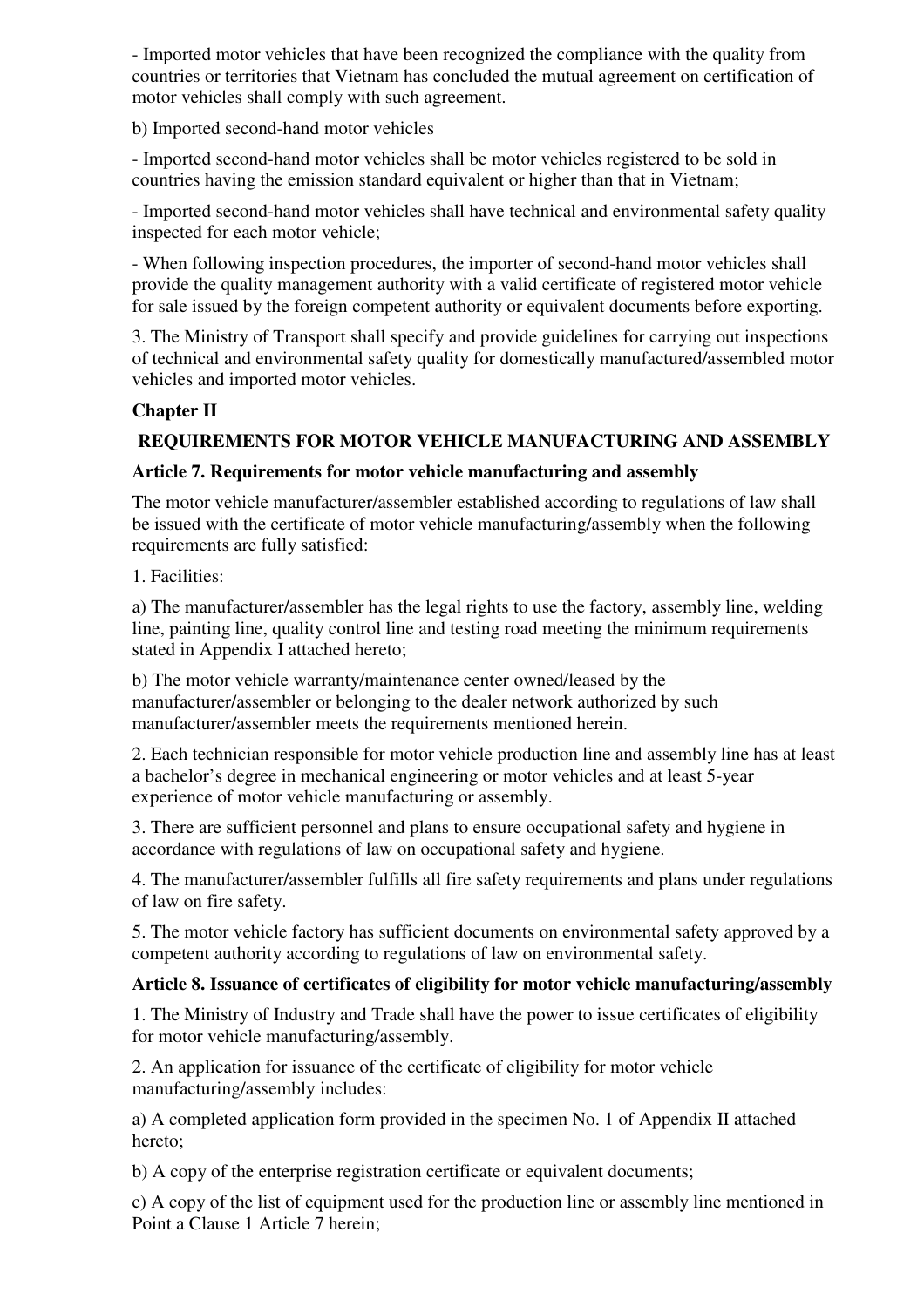- Imported motor vehicles that have been recognized the compliance with the quality from countries or territories that Vietnam has concluded the mutual agreement on certification of motor vehicles shall comply with such agreement.

b) Imported second-hand motor vehicles

- Imported second-hand motor vehicles shall be motor vehicles registered to be sold in countries having the emission standard equivalent or higher than that in Vietnam;

- Imported second-hand motor vehicles shall have technical and environmental safety quality inspected for each motor vehicle;

- When following inspection procedures, the importer of second-hand motor vehicles shall provide the quality management authority with a valid certificate of registered motor vehicle for sale issued by the foreign competent authority or equivalent documents before exporting.

3. The Ministry of Transport shall specify and provide guidelines for carrying out inspections of technical and environmental safety quality for domestically manufactured/assembled motor vehicles and imported motor vehicles.

## Chapter II

## REQUIREMENTS FOR MOTOR VEHICLE MANUFACTURING AND ASSEMBLY

### Article 7. Requirements for motor vehicle manufacturing and assembly

The motor vehicle manufacturer/assembler established according to regulations of law shall be issued with the certificate of motor vehicle manufacturing/assembly when the following requirements are fully satisfied:

1. Facilities:

a) The manufacturer/assembler has the legal rights to use the factory, assembly line, welding line, painting line, quality control line and testing road meeting the minimum requirements stated in Appendix I attached hereto;

b) The motor vehicle warranty/maintenance center owned/leased by the manufacturer/assembler or belonging to the dealer network authorized by such manufacturer/assembler meets the requirements mentioned herein.

2. Each technician responsible for motor vehicle production line and assembly line has at least a bachelor's degree in mechanical engineering or motor vehicles and at least 5-year experience of motor vehicle manufacturing or assembly.

3. There are sufficient personnel and plans to ensure occupational safety and hygiene in accordance with regulations of law on occupational safety and hygiene.

4. The manufacturer/assembler fulfills all fire safety requirements and plans under regulations of law on fire safety.

5. The motor vehicle factory has sufficient documents on environmental safety approved by a competent authority according to regulations of law on environmental safety.

### Article 8. Issuance of certificates of eligibility for motor vehicle manufacturing/assembly

1. The Ministry of Industry and Trade shall have the power to issue certificates of eligibility for motor vehicle manufacturing/assembly.

2. An application for issuance of the certificate of eligibility for motor vehicle manufacturing/assembly includes:

a) A completed application form provided in the specimen No. 1 of Appendix II attached hereto;

b) A copy of the enterprise registration certificate or equivalent documents;

c) A copy of the list of equipment used for the production line or assembly line mentioned in Point a Clause 1 Article 7 herein;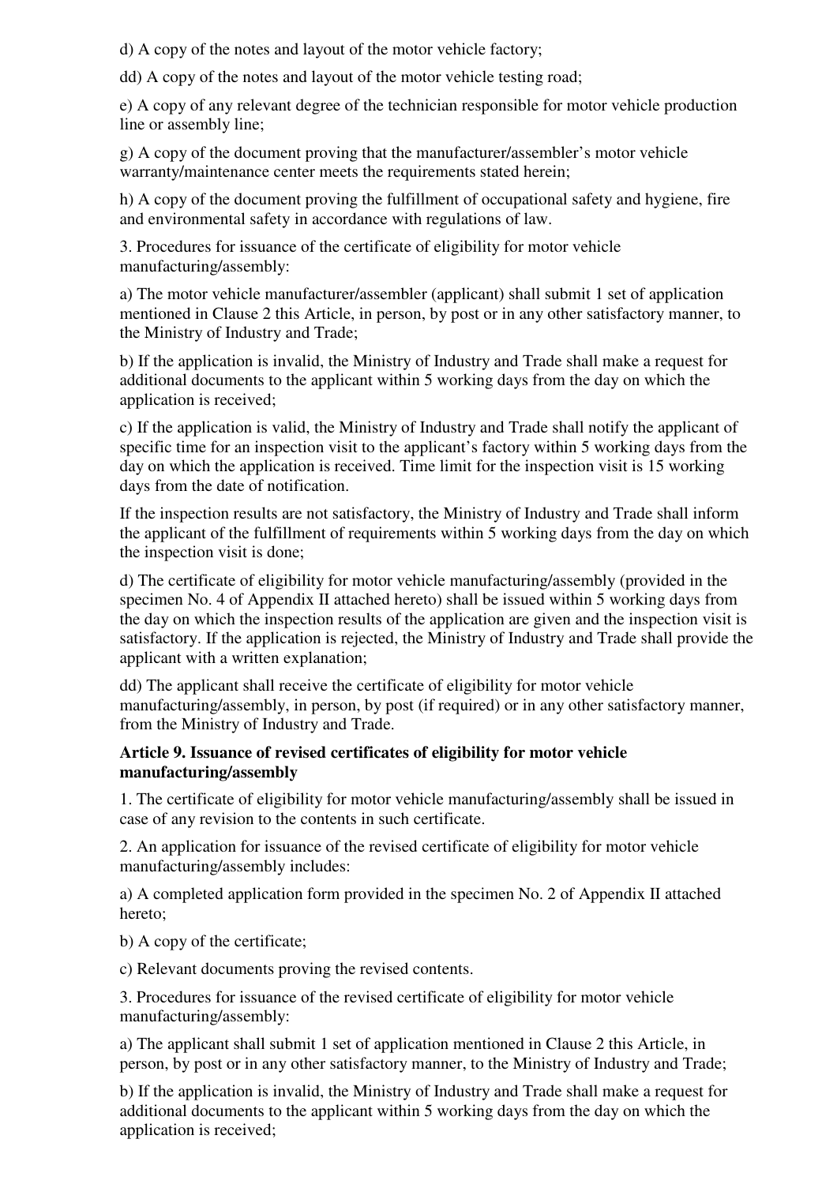d) A copy of the notes and layout of the motor vehicle factory;

dd) A copy of the notes and layout of the motor vehicle testing road;

e) A copy of any relevant degree of the technician responsible for motor vehicle production line or assembly line;

g) A copy of the document proving that the manufacturer/assembler's motor vehicle warranty/maintenance center meets the requirements stated herein;

h) A copy of the document proving the fulfillment of occupational safety and hygiene, fire and environmental safety in accordance with regulations of law.

3. Procedures for issuance of the certificate of eligibility for motor vehicle manufacturing/assembly:

a) The motor vehicle manufacturer/assembler (applicant) shall submit 1 set of application mentioned in Clause 2 this Article, in person, by post or in any other satisfactory manner, to the Ministry of Industry and Trade;

b) If the application is invalid, the Ministry of Industry and Trade shall make a request for additional documents to the applicant within 5 working days from the day on which the application is received;

c) If the application is valid, the Ministry of Industry and Trade shall notify the applicant of specific time for an inspection visit to the applicant's factory within 5 working days from the day on which the application is received. Time limit for the inspection visit is 15 working days from the date of notification.

If the inspection results are not satisfactory, the Ministry of Industry and Trade shall inform the applicant of the fulfillment of requirements within 5 working days from the day on which the inspection visit is done;

d) The certificate of eligibility for motor vehicle manufacturing/assembly (provided in the specimen No. 4 of Appendix II attached hereto) shall be issued within 5 working days from the day on which the inspection results of the application are given and the inspection visit is satisfactory. If the application is rejected, the Ministry of Industry and Trade shall provide the applicant with a written explanation;

dd) The applicant shall receive the certificate of eligibility for motor vehicle manufacturing/assembly, in person, by post (if required) or in any other satisfactory manner, from the Ministry of Industry and Trade.

**Article 9. Issuance of revised certificates of eligibility for motor vehicle manufacturing/assembly**

1. The certificate of eligibility for motor vehicle manufacturing/assembly shall be issued in case of any revision to the contents in such certificate.

2. An application for issuance of the revised certificate of eligibility for motor vehicle manufacturing/assembly includes:

a) A completed application form provided in the specimen No. 2 of Appendix II attached hereto;

b) A copy of the certificate;

c) Relevant documents proving the revised contents.

3. Procedures for issuance of the revised certificate of eligibility for motor vehicle manufacturing/assembly:

a) The applicant shall submit 1 set of application mentioned in Clause 2 this Article, in person, by post or in any other satisfactory manner, to the Ministry of Industry and Trade;

b) If the application is invalid, the Ministry of Industry and Trade shall make a request for additional documents to the applicant within 5 working days from the day on which the application is received;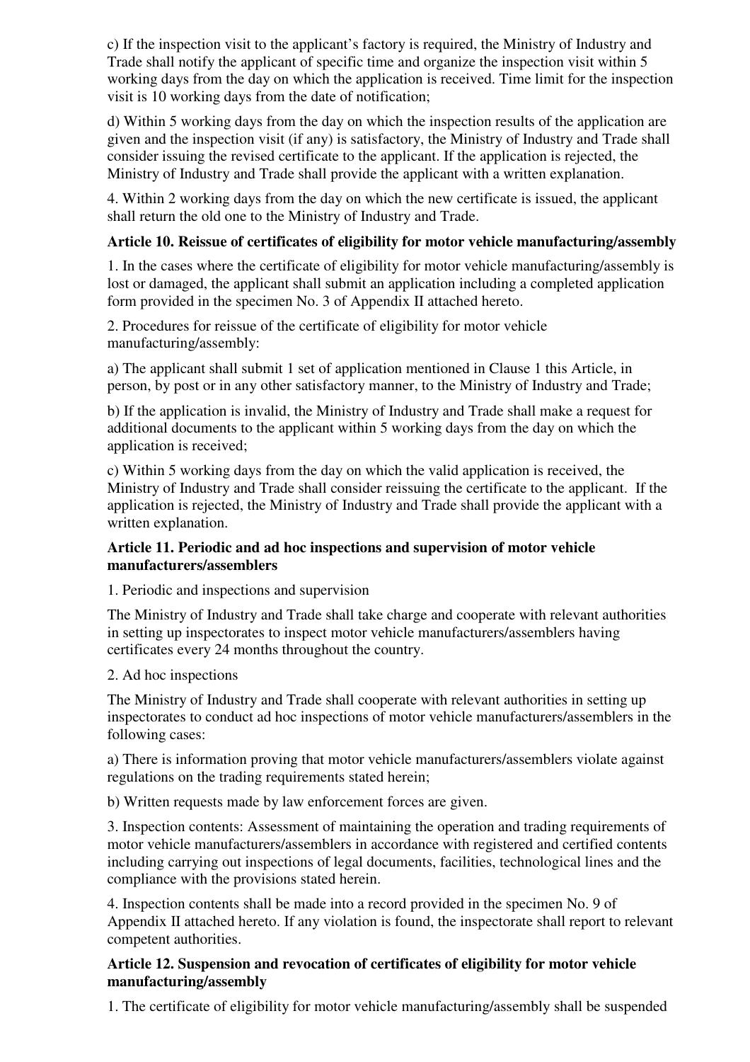c) If the inspection visit to the applicant's factory is required, the Ministry of Industry and Trade shall notify the applicant of specific time and organize the inspection visit within 5 working days from the day on which the application is received. Time limit for the inspection visit is 10 working days from the date of notification;

d) Within 5 working days from the day on which the inspection results of the application are given and the inspection visit (if any) is satisfactory, the Ministry of Industry and Trade shall consider issuing the revised certificate to the applicant. If the application is rejected, the Ministry of Industry and Trade shall provide the applicant with a written explanation.

4. Within 2 working days from the day on which the new certificate is issued, the applicant shall return the old one to the Ministry of Industry and Trade.

**Article 10. Reissue of certificates of eligibility for motor vehicle manufacturing/assembly**

1. In the cases where the certificate of eligibility for motor vehicle manufacturing/assembly is lost or damaged, the applicant shall submit an application including a completed application form provided in the specimen No. 3 of Appendix II attached hereto.

2. Procedures for reissue of the certificate of eligibility for motor vehicle manufacturing/assembly:

a) The applicant shall submit 1 set of application mentioned in Clause 1 this Article, in person, by post or in any other satisfactory manner, to the Ministry of Industry and Trade;

b) If the application is invalid, the Ministry of Industry and Trade shall make a request for additional documents to the applicant within 5 working days from the day on which the application is received;

c) Within 5 working days from the day on which the valid application is received, the Ministry of Industry and Trade shall consider reissuing the certificate to the applicant. If the application is rejected, the Ministry of Industry and Trade shall provide the applicant with a written explanation.

**Article 11. Periodic and ad hoc inspections and supervision of motor vehicle manufacturers/assemblers**

1. Periodic and inspections and supervision

The Ministry of Industry and Trade shall take charge and cooperate with relevant authorities in setting up inspectorates to inspect motor vehicle manufacturers/assemblers having certificates every 24 months throughout the country.

2. Ad hoc inspections

The Ministry of Industry and Trade shall cooperate with relevant authorities in setting up inspectorates to conduct ad hoc inspections of motor vehicle manufacturers/assemblers in the following cases:

a) There is information proving that motor vehicle manufacturers/assemblers violate against regulations on the trading requirements stated herein;

b) Written requests made by law enforcement forces are given.

3. Inspection contents: Assessment of maintaining the operation and trading requirements of motor vehicle manufacturers/assemblers in accordance with registered and certified contents including carrying out inspections of legal documents, facilities, technological lines and the compliance with the provisions stated herein.

4. Inspection contents shall be made into a record provided in the specimen No. 9 of Appendix II attached hereto. If any violation is found, the inspectorate shall report to relevant competent authorities.

**Article 12. Suspension and revocation of certificates of eligibility for motor vehicle manufacturing/assembly**

1. The certificate of eligibility for motor vehicle manufacturing/assembly shall be suspended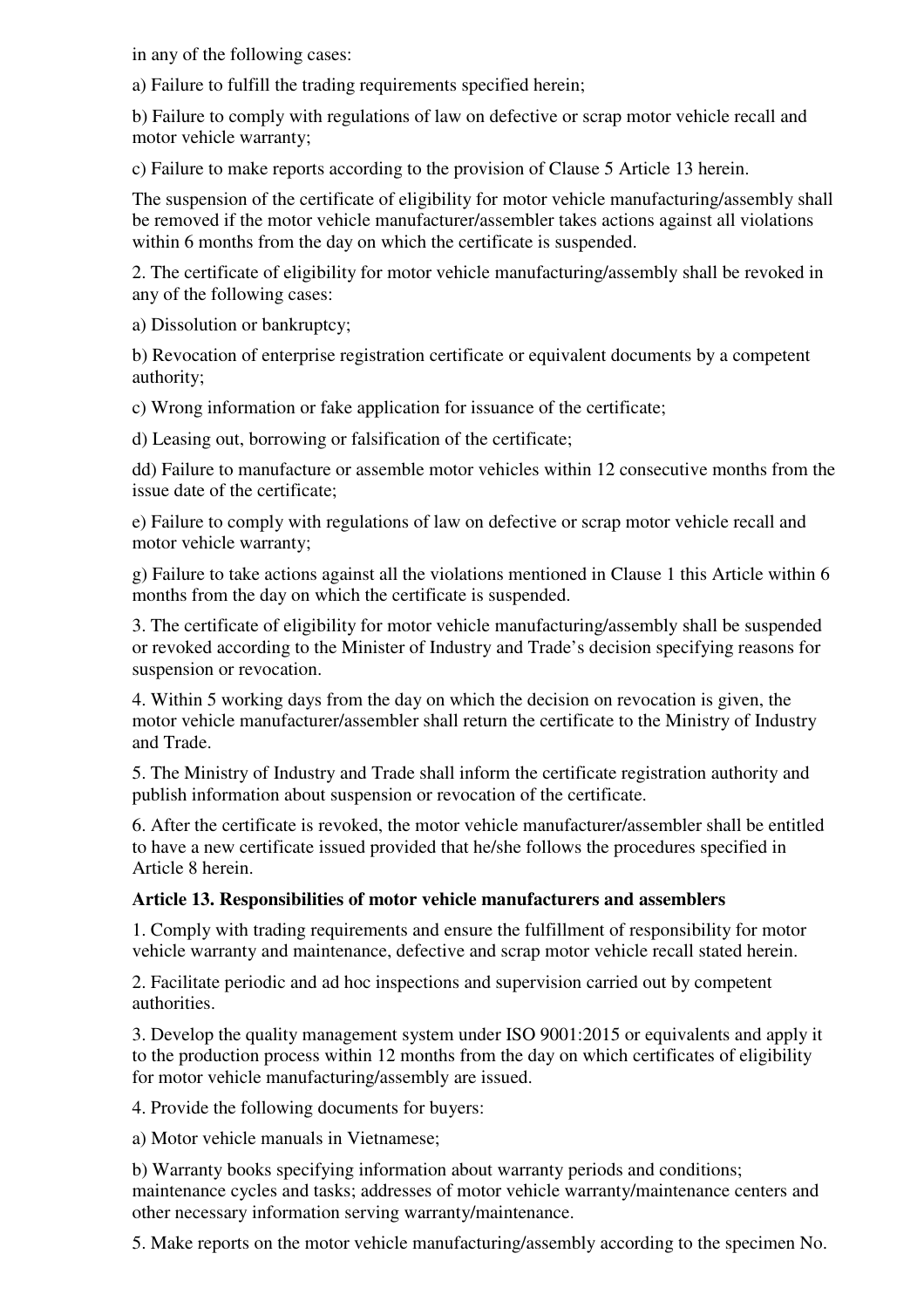in any of the following cases:

a) Failure to fulfill the trading requirements specified herein;

b) Failure to comply with regulations of law on defective or scrap motor vehicle recall and motor vehicle warranty;

c) Failure to make reports according to the provision of Clause 5 Article 13 herein.

The suspension of the certificate of eligibility for motor vehicle manufacturing/assembly shall be removed if the motor vehicle manufacturer/assembler takes actions against all violations within 6 months from the day on which the certificate is suspended.

2. The certificate of eligibility for motor vehicle manufacturing/assembly shall be revoked in any of the following cases:

a) Dissolution or bankruptcy;

b) Revocation of enterprise registration certificate or equivalent documents by a competent authority;

c) Wrong information or fake application for issuance of the certificate;

d) Leasing out, borrowing or falsification of the certificate;

dd) Failure to manufacture or assemble motor vehicles within 12 consecutive months from the issue date of the certificate;

e) Failure to comply with regulations of law on defective or scrap motor vehicle recall and motor vehicle warranty;

g) Failure to take actions against all the violations mentioned in Clause 1 this Article within 6 months from the day on which the certificate is suspended.

3. The certificate of eligibility for motor vehicle manufacturing/assembly shall be suspended or revoked according to the Minister of Industry and Trade's decision specifying reasons for suspension or revocation.

4. Within 5 working days from the day on which the decision on revocation is given, the motor vehicle manufacturer/assembler shall return the certificate to the Ministry of Industry and Trade.

5. The Ministry of Industry and Trade shall inform the certificate registration authority and publish information about suspension or revocation of the certificate.

6. After the certificate is revoked, the motor vehicle manufacturer/assembler shall be entitled to have a new certificate issued provided that he/she follows the procedures specified in Article 8 herein.

**Article 13. Responsibilities of motor vehicle manufacturers and assemblers**

1. Comply with trading requirements and ensure the fulfillment of responsibility for motor vehicle warranty and maintenance, defective and scrap motor vehicle recall stated herein.

2. Facilitate periodic and ad hoc inspections and supervision carried out by competent authorities.

3. Develop the quality management system under ISO 9001:2015 or equivalents and apply it to the production process within 12 months from the day on which certificates of eligibility for motor vehicle manufacturing/assembly are issued.

4. Provide the following documents for buyers:

a) Motor vehicle manuals in Vietnamese;

b) Warranty books specifying information about warranty periods and conditions; maintenance cycles and tasks; addresses of motor vehicle warranty/maintenance centers and other necessary information serving warranty/maintenance.

5. Make reports on the motor vehicle manufacturing/assembly according to the specimen No.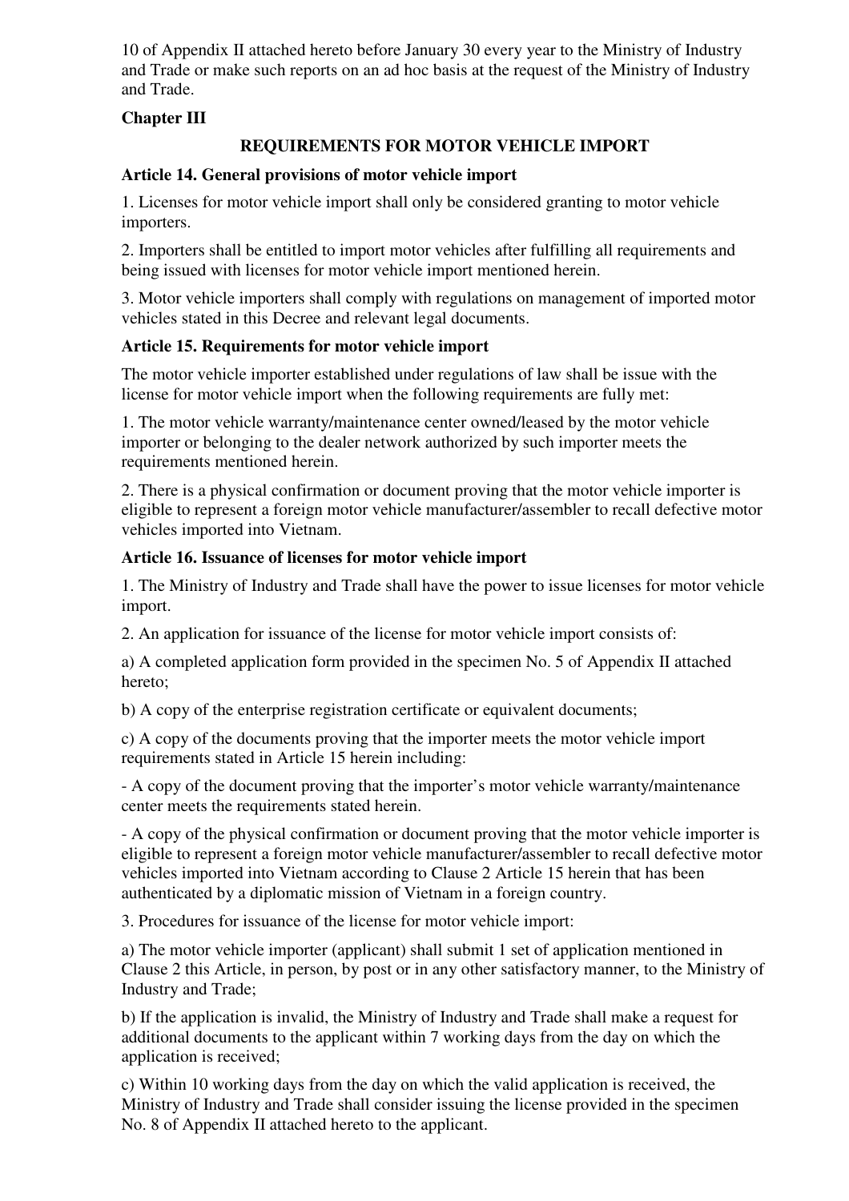10 of Appendix II attached hereto before January 30 every year to the Ministry of Industry and Trade or make such reports on an ad hoc basis at the request of the Ministry of Industry and Trade.

## Chapter III

## REQUIREMENTS FOR MOTOR VEHICLE IMPORT

### Article 14. General provisions of motor vehicle import

1. Licenses for motor vehicle import shall only be considered granting to motor vehicle importers.

2. Importers shall be entitled to import motor vehicles after fulfilling all requirements and being issued with licenses for motor vehicle import mentioned herein.

3. Motor vehicle importers shall comply with regulations on management of imported motor vehicles stated in this Decree and relevant legal documents.

### Article 15. Requirements for motor vehicle import

The motor vehicle importer established under regulations of law shall be issue with the license for motor vehicle import when the following requirements are fully met:

1. The motor vehicle warranty/maintenance center owned/leased by the motor vehicle importer or belonging to the dealer network authorized by such importer meets the requirements mentioned herein.

2. There is a physical confirmation or document proving that the motor vehicle importer is eligible to represent a foreign motor vehicle manufacturer/assembler to recall defective motor vehicles imported into Vietnam.

### Article 16. Issuance of licenses for motor vehicle import

1. The Ministry of Industry and Trade shall have the power to issue licenses for motor vehicle import.

2. An application for issuance of the license for motor vehicle import consists of:

a) A completed application form provided in the specimen No. 5 of Appendix II attached hereto;

b) A copy of the enterprise registration certificate or equivalent documents;

c) A copy of the documents proving that the importer meets the motor vehicle import requirements stated in Article 15 herein including:

- A copy of the document proving that the importer's motor vehicle warranty/maintenance center meets the requirements stated herein.

- A copy of the physical confirmation or document proving that the motor vehicle importer is eligible to represent a foreign motor vehicle manufacturer/assembler to recall defective motor vehicles imported into Vietnam according to Clause 2 Article 15 herein that has been authenticated by a diplomatic mission of Vietnam in a foreign country.

3. Procedures for issuance of the license for motor vehicle import:

a) The motor vehicle importer (applicant) shall submit 1 set of application mentioned in Clause 2 this Article, in person, by post or in any other satisfactory manner, to the Ministry of Industry and Trade;

b) If the application is invalid, the Ministry of Industry and Trade shall make a request for additional documents to the applicant within 7 working days from the day on which the application is received;

c) Within 10 working days from the day on which the valid application is received, the Ministry of Industry and Trade shall consider issuing the license provided in the specimen No. 8 of Appendix II attached hereto to the applicant.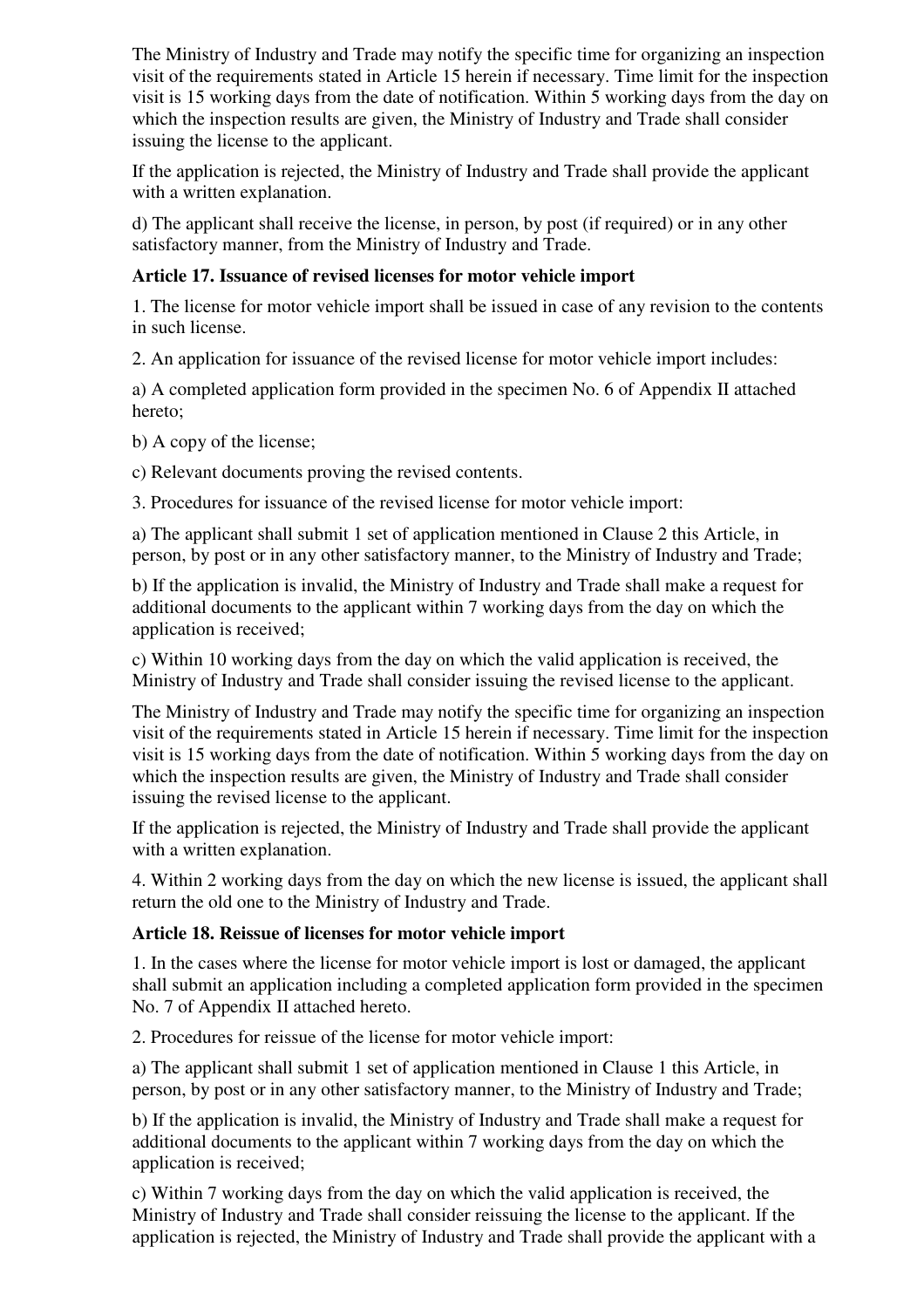The Ministry of Industry and Trade may notify the specific time for organizing an inspection visit of the requirements stated in Article 15 herein if necessary. Time limit for the inspection visit is 15 working days from the date of notification. Within 5 working days from the day on which the inspection results are given, the Ministry of Industry and Trade shall consider issuing the license to the applicant.

If the application is rejected, the Ministry of Industry and Trade shall provide the applicant with a written explanation.

d) The applicant shall receive the license, in person, by post (if required) or in any other satisfactory manner, from the Ministry of Industry and Trade.

**Article 17. Issuance of revised licenses for motor vehicle import**

1. The license for motor vehicle import shall be issued in case of any revision to the contents in such license.

2. An application for issuance of the revised license for motor vehicle import includes:

a) A completed application form provided in the specimen No. 6 of Appendix II attached hereto;

b) A copy of the license;

c) Relevant documents proving the revised contents.

3. Procedures for issuance of the revised license for motor vehicle import:

a) The applicant shall submit 1 set of application mentioned in Clause 2 this Article, in person, by post or in any other satisfactory manner, to the Ministry of Industry and Trade;

b) If the application is invalid, the Ministry of Industry and Trade shall make a request for additional documents to the applicant within 7 working days from the day on which the application is received;

c) Within 10 working days from the day on which the valid application is received, the Ministry of Industry and Trade shall consider issuing the revised license to the applicant.

The Ministry of Industry and Trade may notify the specific time for organizing an inspection visit of the requirements stated in Article 15 herein if necessary. Time limit for the inspection visit is 15 working days from the date of notification. Within 5 working days from the day on which the inspection results are given, the Ministry of Industry and Trade shall consider issuing the revised license to the applicant.

If the application is rejected, the Ministry of Industry and Trade shall provide the applicant with a written explanation.

4. Within 2 working days from the day on which the new license is issued, the applicant shall return the old one to the Ministry of Industry and Trade.

**Article 18. Reissue of licenses for motor vehicle import**

1. In the cases where the license for motor vehicle import is lost or damaged, the applicant shall submit an application including a completed application form provided in the specimen No. 7 of Appendix II attached hereto.

2. Procedures for reissue of the license for motor vehicle import:

a) The applicant shall submit 1 set of application mentioned in Clause 1 this Article, in person, by post or in any other satisfactory manner, to the Ministry of Industry and Trade;

b) If the application is invalid, the Ministry of Industry and Trade shall make a request for additional documents to the applicant within 7 working days from the day on which the application is received;

c) Within 7 working days from the day on which the valid application is received, the Ministry of Industry and Trade shall consider reissuing the license to the applicant. If the application is rejected, the Ministry of Industry and Trade shall provide the applicant with a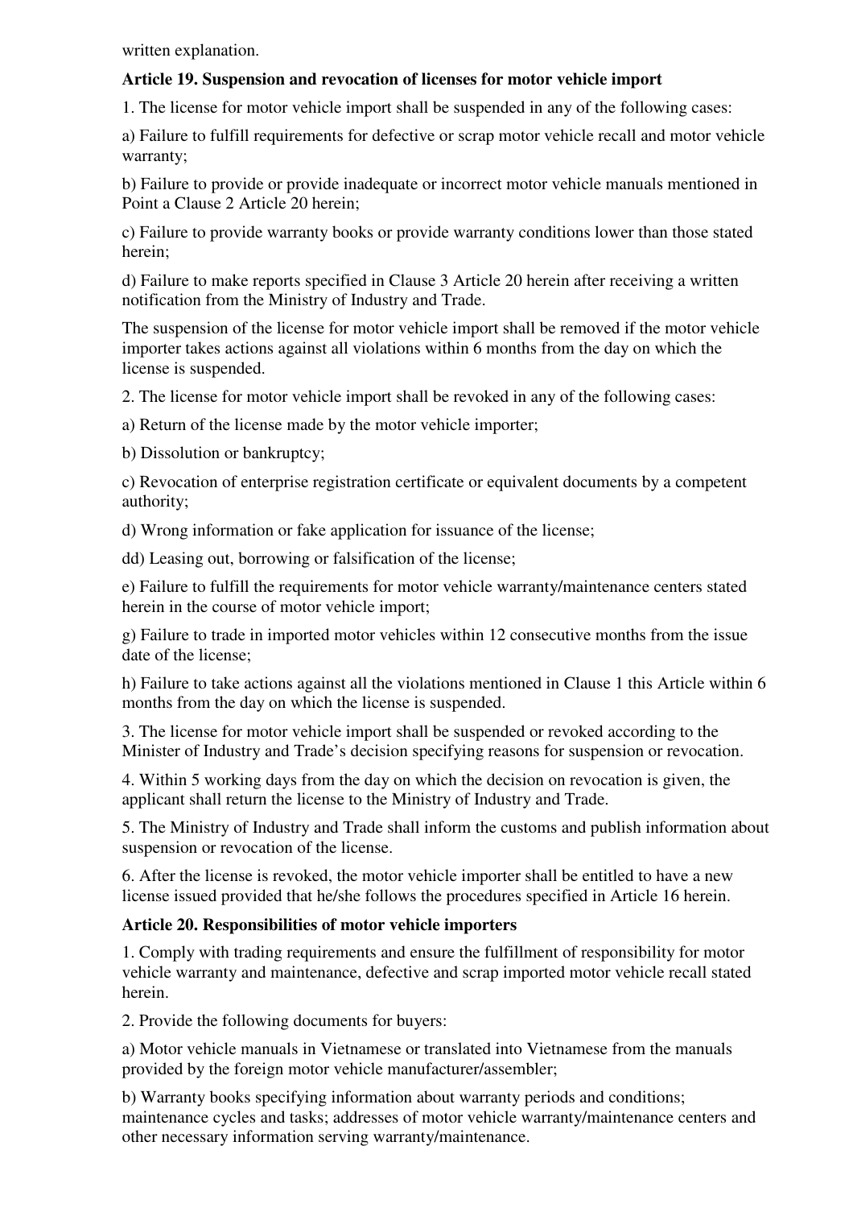written explanation.

**Article 19. Suspension and revocation of licenses for motor vehicle import**

1. The license for motor vehicle import shall be suspended in any of the following cases:

a) Failure to fulfill requirements for defective or scrap motor vehicle recall and motor vehicle warranty;

b) Failure to provide or provide inadequate or incorrect motor vehicle manuals mentioned in Point a Clause 2 Article 20 herein;

c) Failure to provide warranty books or provide warranty conditions lower than those stated herein;

d) Failure to make reports specified in Clause 3 Article 20 herein after receiving a written notification from the Ministry of Industry and Trade.

The suspension of the license for motor vehicle import shall be removed if the motor vehicle importer takes actions against all violations within 6 months from the day on which the license is suspended.

2. The license for motor vehicle import shall be revoked in any of the following cases:

a) Return of the license made by the motor vehicle importer;

b) Dissolution or bankruptcy;

c) Revocation of enterprise registration certificate or equivalent documents by a competent authority;

d) Wrong information or fake application for issuance of the license;

dd) Leasing out, borrowing or falsification of the license;

e) Failure to fulfill the requirements for motor vehicle warranty/maintenance centers stated herein in the course of motor vehicle import;

g) Failure to trade in imported motor vehicles within 12 consecutive months from the issue date of the license;

h) Failure to take actions against all the violations mentioned in Clause 1 this Article within 6 months from the day on which the license is suspended.

3. The license for motor vehicle import shall be suspended or revoked according to the Minister of Industry and Trade's decision specifying reasons for suspension or revocation.

4. Within 5 working days from the day on which the decision on revocation is given, the applicant shall return the license to the Ministry of Industry and Trade.

5. The Ministry of Industry and Trade shall inform the customs and publish information about suspension or revocation of the license.

6. After the license is revoked, the motor vehicle importer shall be entitled to have a new license issued provided that he/she follows the procedures specified in Article 16 herein.

**Article 20. Responsibilities of motor vehicle importers**

1. Comply with trading requirements and ensure the fulfillment of responsibility for motor vehicle warranty and maintenance, defective and scrap imported motor vehicle recall stated herein.

2. Provide the following documents for buyers:

a) Motor vehicle manuals in Vietnamese or translated into Vietnamese from the manuals provided by the foreign motor vehicle manufacturer/assembler;

b) Warranty books specifying information about warranty periods and conditions; maintenance cycles and tasks; addresses of motor vehicle warranty/maintenance centers and other necessary information serving warranty/maintenance.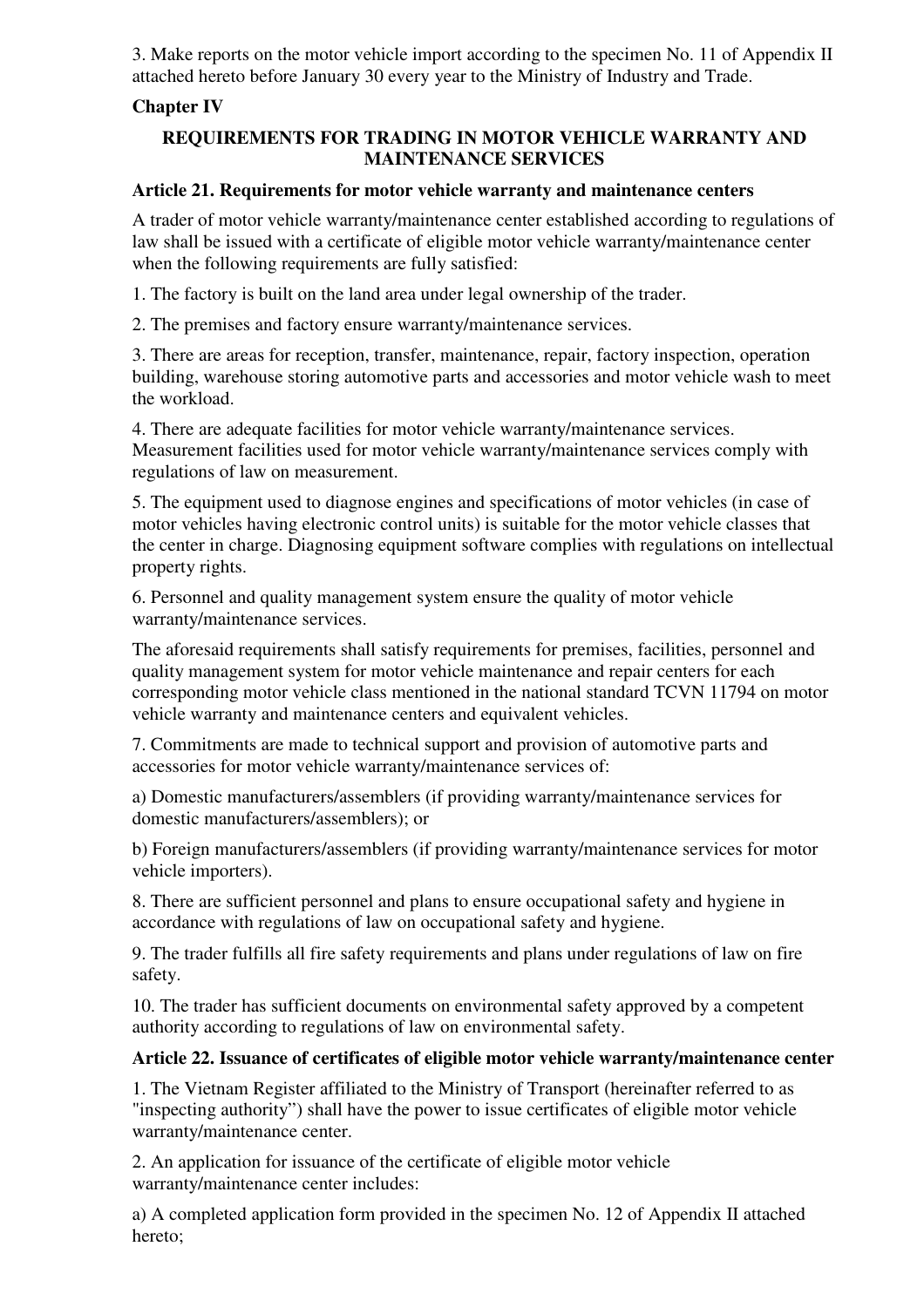3. Make reports on the motor vehicle import according to the specimen No. 11 of Appendix II attached hereto before January 30 every year to the Ministry of Industry and Trade.

## Chapter IV

### REQUIREMENTS FOR TRADING IN MOTOR VEHICLE WARRANTY AND MAINTENANCE SERVICES

**Article 21. Requirements for motor vehicle warranty and maintenance centers**

A trader of motor vehicle warranty/maintenance center established according to regulations of law shall be issued with a certificate of eligible motor vehicle warranty/maintenance center when the following requirements are fully satisfied:

1. The factory is built on the land area under legal ownership of the trader.

2. The premises and factory ensure warranty/maintenance services.

3. There are areas for reception, transfer, maintenance, repair, factory inspection, operation building, warehouse storing automotive parts and accessories and motor vehicle wash to meet the workload.

4. There are adequate facilities for motor vehicle warranty/maintenance services. Measurement facilities used for motor vehicle warranty/maintenance services comply with regulations of law on measurement.

5. The equipment used to diagnose engines and specifications of motor vehicles (in case of motor vehicles having electronic control units) is suitable for the motor vehicle classes that the center in charge. Diagnosing equipment software complies with regulations on intellectual property rights.

6. Personnel and quality management system ensure the quality of motor vehicle warranty/maintenance services.

The aforesaid requirements shall satisfy requirements for premises, facilities, personnel and quality management system for motor vehicle maintenance and repair centers for each corresponding motor vehicle class mentioned in the national standard TCVN 11794 on motor vehicle warranty and maintenance centers and equivalent vehicles.

7. Commitments are made to technical support and provision of automotive parts and accessories for motor vehicle warranty/maintenance services of:

a) Domestic manufacturers/assemblers (if providing warranty/maintenance services for domestic manufacturers/assemblers); or

b) Foreign manufacturers/assemblers (if providing warranty/maintenance services for motor vehicle importers).

8. There are sufficient personnel and plans to ensure occupational safety and hygiene in accordance with regulations of law on occupational safety and hygiene.

9. The trader fulfills all fire safety requirements and plans under regulations of law on fire safety.

10. The trader has sufficient documents on environmental safety approved by a competent authority according to regulations of law on environmental safety.

**Article 22. Issuance of certificates of eligible motor vehicle warranty/maintenance center**

1. The Vietnam Register affiliated to the Ministry of Transport (hereinafter referred to as "inspecting authority") shall have the power to issue certificates of eligible motor vehicle warranty/maintenance center.

2. An application for issuance of the certificate of eligible motor vehicle warranty/maintenance center includes:

a) A completed application form provided in the specimen No. 12 of Appendix II attached hereto;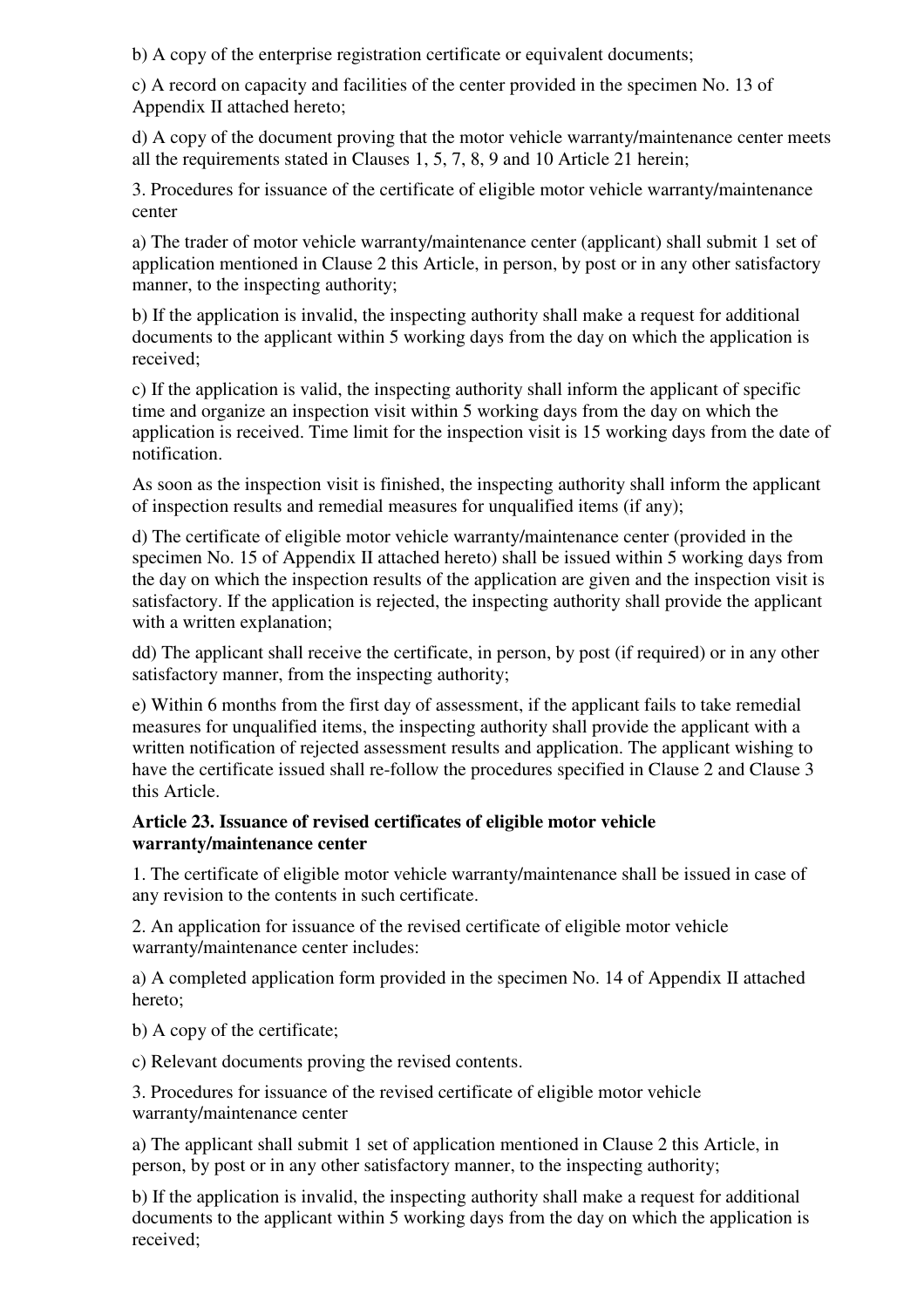b) A copy of the enterprise registration certificate or equivalent documents;

c) A record on capacity and facilities of the center provided in the specimen No. 13 of Appendix II attached hereto;

d) A copy of the document proving that the motor vehicle warranty/maintenance center meets all the requirements stated in Clauses 1, 5, 7, 8, 9 and 10 Article 21 herein;

3. Procedures for issuance of the certificate of eligible motor vehicle warranty/maintenance center

a) The trader of motor vehicle warranty/maintenance center (applicant) shall submit 1 set of application mentioned in Clause 2 this Article, in person, by post or in any other satisfactory manner, to the inspecting authority;

b) If the application is invalid, the inspecting authority shall make a request for additional documents to the applicant within 5 working days from the day on which the application is received;

c) If the application is valid, the inspecting authority shall inform the applicant of specific time and organize an inspection visit within 5 working days from the day on which the application is received. Time limit for the inspection visit is 15 working days from the date of notification.

As soon as the inspection visit is finished, the inspecting authority shall inform the applicant of inspection results and remedial measures for unqualified items (if any);

d) The certificate of eligible motor vehicle warranty/maintenance center (provided in the specimen No. 15 of Appendix II attached hereto) shall be issued within 5 working days from the day on which the inspection results of the application are given and the inspection visit is satisfactory. If the application is rejected, the inspecting authority shall provide the applicant with a written explanation;

dd) The applicant shall receive the certificate, in person, by post (if required) or in any other satisfactory manner, from the inspecting authority;

e) Within 6 months from the first day of assessment, if the applicant fails to take remedial measures for unqualified items, the inspecting authority shall provide the applicant with a written notification of rejected assessment results and application. The applicant wishing to have the certificate issued shall re-follow the procedures specified in Clause 2 and Clause 3 this Article.

**Article 23. Issuance of revised certificates of eligible motor vehicle warranty/maintenance center**

1. The certificate of eligible motor vehicle warranty/maintenance shall be issued in case of any revision to the contents in such certificate.

2. An application for issuance of the revised certificate of eligible motor vehicle warranty/maintenance center includes:

a) A completed application form provided in the specimen No. 14 of Appendix II attached hereto;

b) A copy of the certificate;

c) Relevant documents proving the revised contents.

3. Procedures for issuance of the revised certificate of eligible motor vehicle warranty/maintenance center

a) The applicant shall submit 1 set of application mentioned in Clause 2 this Article, in person, by post or in any other satisfactory manner, to the inspecting authority;

b) If the application is invalid, the inspecting authority shall make a request for additional documents to the applicant within 5 working days from the day on which the application is received;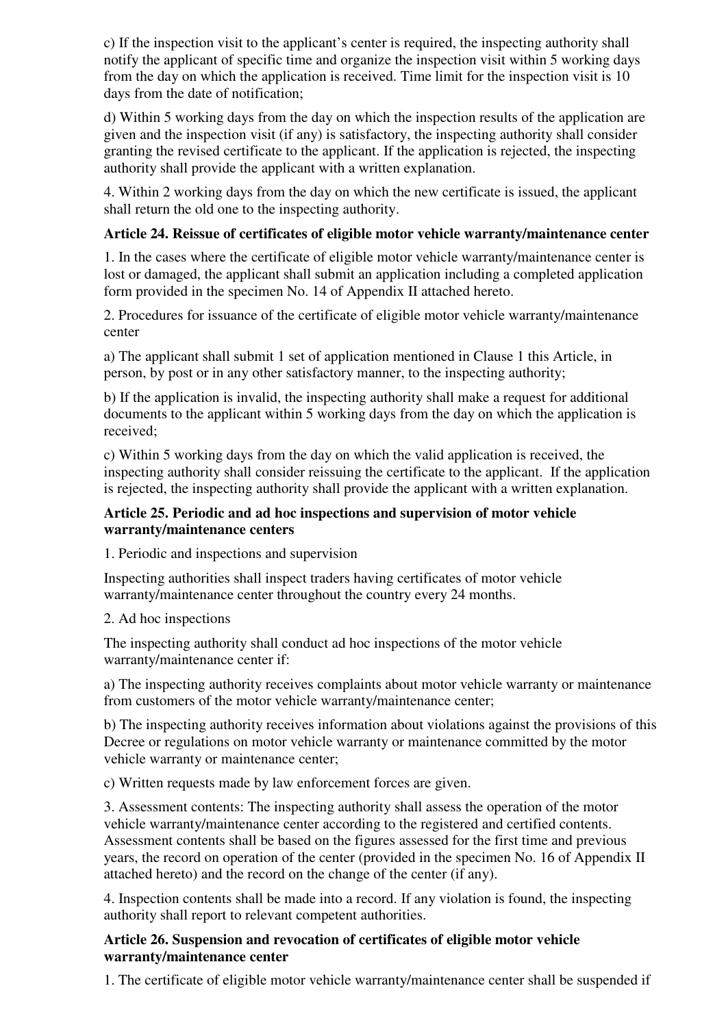c) If the inspection visit to the applicant's center is required, the inspecting authority shall notify the applicant of specific time and organize the inspection visit within 5 working days from the day on which the application is received. Time limit for the inspection visit is 10 days from the date of notification;

d) Within 5 working days from the day on which the inspection results of the application are given and the inspection visit (if any) is satisfactory, the inspecting authority shall consider granting the revised certificate to the applicant. If the application is rejected, the inspecting authority shall provide the applicant with a written explanation.

4. Within 2 working days from the day on which the new certificate is issued, the applicant shall return the old one to the inspecting authority.

**Article 24. Reissue of certificates of eligible motor vehicle warranty/maintenance center**

1. In the cases where the certificate of eligible motor vehicle warranty/maintenance center is lost or damaged, the applicant shall submit an application including a completed application form provided in the specimen No. 14 of Appendix II attached hereto.

2. Procedures for issuance of the certificate of eligible motor vehicle warranty/maintenance center

a) The applicant shall submit 1 set of application mentioned in Clause 1 this Article, in person, by post or in any other satisfactory manner, to the inspecting authority;

b) If the application is invalid, the inspecting authority shall make a request for additional documents to the applicant within 5 working days from the day on which the application is received;

c) Within 5 working days from the day on which the valid application is received, the inspecting authority shall consider reissuing the certificate to the applicant. If the application is rejected, the inspecting authority shall provide the applicant with a written explanation.

**Article 25. Periodic and ad hoc inspections and supervision of motor vehicle warranty/maintenance centers**

1. Periodic and inspections and supervision

Inspecting authorities shall inspect traders having certificates of motor vehicle warranty/maintenance center throughout the country every 24 months.

2. Ad hoc inspections

The inspecting authority shall conduct ad hoc inspections of the motor vehicle warranty/maintenance center if:

a) The inspecting authority receives complaints about motor vehicle warranty or maintenance from customers of the motor vehicle warranty/maintenance center;

b) The inspecting authority receives information about violations against the provisions of this Decree or regulations on motor vehicle warranty or maintenance committed by the motor vehicle warranty or maintenance center;

c) Written requests made by law enforcement forces are given.

3. Assessment contents: The inspecting authority shall assess the operation of the motor vehicle warranty/maintenance center according to the registered and certified contents. Assessment contents shall be based on the figures assessed for the first time and previous years, the record on operation of the center (provided in the specimen No. 16 of Appendix II attached hereto) and the record on the change of the center (if any).

4. Inspection contents shall be made into a record. If any violation is found, the inspecting authority shall report to relevant competent authorities.

**Article 26. Suspension and revocation of certificates of eligible motor vehicle warranty/maintenance center**

1. The certificate of eligible motor vehicle warranty/maintenance center shall be suspended if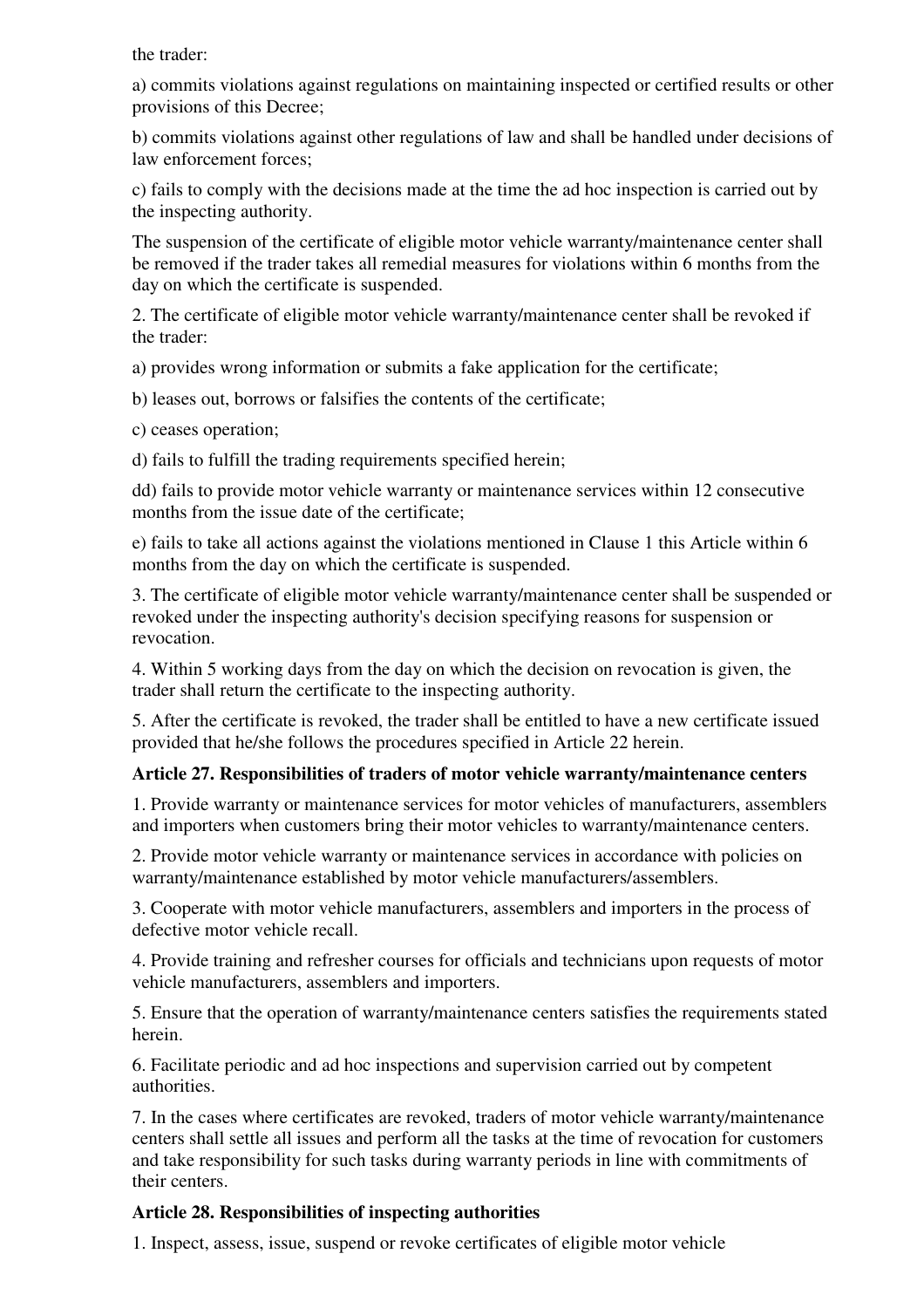the trader:

a) commits violations against regulations on maintaining inspected or certified results or other provisions of this Decree;

b) commits violations against other regulations of law and shall be handled under decisions of law enforcement forces;

c) fails to comply with the decisions made at the time the ad hoc inspection is carried out by the inspecting authority.

The suspension of the certificate of eligible motor vehicle warranty/maintenance center shall be removed if the trader takes all remedial measures for violations within 6 months from the day on which the certificate is suspended.

2. The certificate of eligible motor vehicle warranty/maintenance center shall be revoked if the trader:

a) provides wrong information or submits a fake application for the certificate;

b) leases out, borrows or falsifies the contents of the certificate;

c) ceases operation;

d) fails to fulfill the trading requirements specified herein;

dd) fails to provide motor vehicle warranty or maintenance services within 12 consecutive months from the issue date of the certificate;

e) fails to take all actions against the violations mentioned in Clause 1 this Article within 6 months from the day on which the certificate is suspended.

3. The certificate of eligible motor vehicle warranty/maintenance center shall be suspended or revoked under the inspecting authority's decision specifying reasons for suspension or revocation.

4. Within 5 working days from the day on which the decision on revocation is given, the trader shall return the certificate to the inspecting authority.

5. After the certificate is revoked, the trader shall be entitled to have a new certificate issued provided that he/she follows the procedures specified in Article 22 herein.

**Article 27. Responsibilities of traders of motor vehicle warranty/maintenance centers**

1. Provide warranty or maintenance services for motor vehicles of manufacturers, assemblers and importers when customers bring their motor vehicles to warranty/maintenance centers.

2. Provide motor vehicle warranty or maintenance services in accordance with policies on warranty/maintenance established by motor vehicle manufacturers/assemblers.

3. Cooperate with motor vehicle manufacturers, assemblers and importers in the process of defective motor vehicle recall.

4. Provide training and refresher courses for officials and technicians upon requests of motor vehicle manufacturers, assemblers and importers.

5. Ensure that the operation of warranty/maintenance centers satisfies the requirements stated herein.

6. Facilitate periodic and ad hoc inspections and supervision carried out by competent authorities.

7. In the cases where certificates are revoked, traders of motor vehicle warranty/maintenance centers shall settle all issues and perform all the tasks at the time of revocation for customers and take responsibility for such tasks during warranty periods in line with commitments of their centers.

**Article 28. Responsibilities of inspecting authorities**

1. Inspect, assess, issue, suspend or revoke certificates of eligible motor vehicle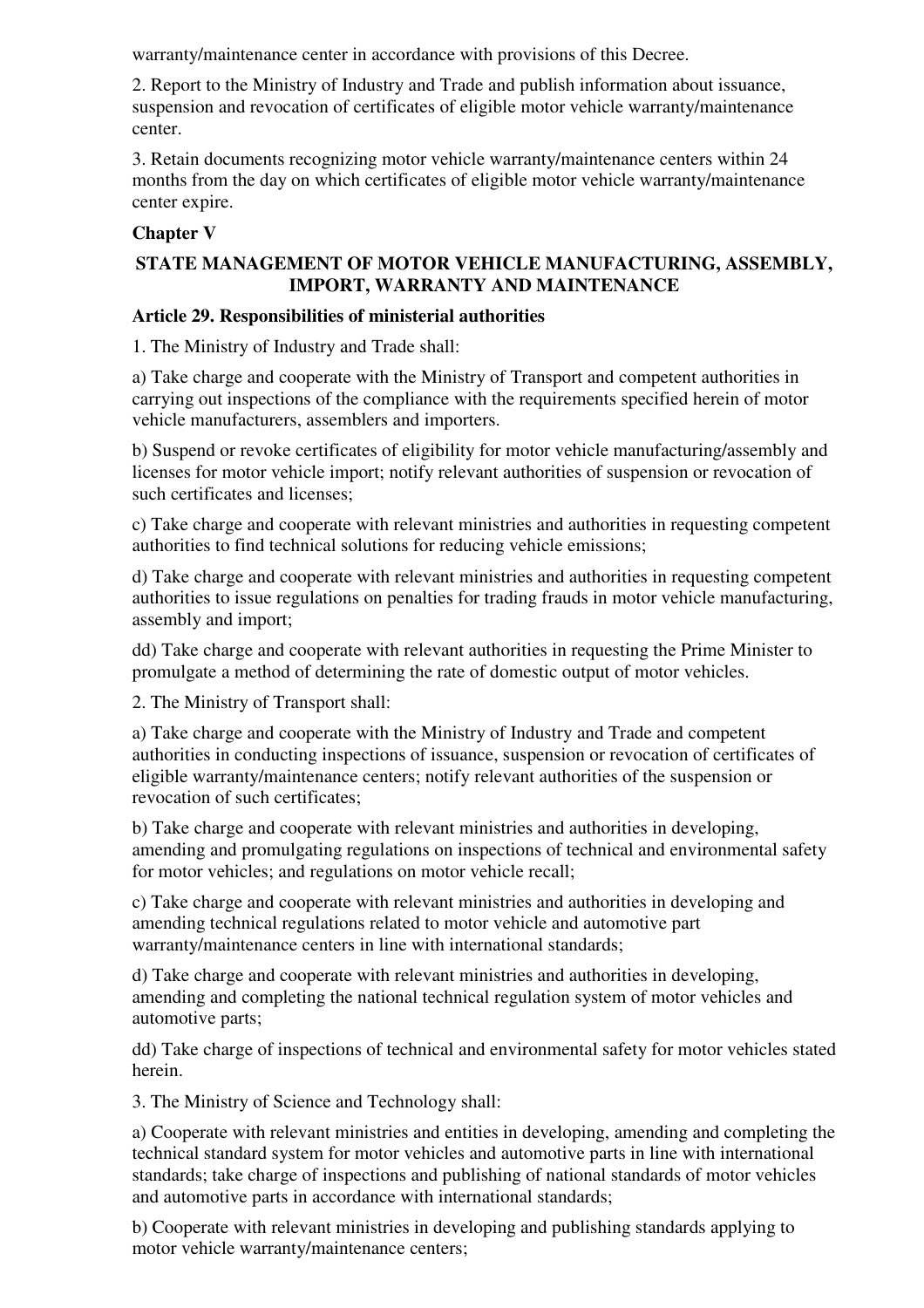warranty/maintenance center in accordance with provisions of this Decree.

2. Report to the Ministry of Industry and Trade and publish information about issuance, suspension and revocation of certificates of eligible motor vehicle warranty/maintenance center.

3. Retain documents recognizing motor vehicle warranty/maintenance centers within 24 months from the day on which certificates of eligible motor vehicle warranty/maintenance center expire.

## Chapter V

## STATE MANAGEMENT OF MOTOR VEHICLE MANUFACTURING, ASSEMBLY, IMPORT, WARRANTY AND MAINTENANCE

### Article 29. Responsibilities of ministerial authorities

1. The Ministry of Industry and Trade shall:

a) Take charge and cooperate with the Ministry of Transport and competent authorities in carrying out inspections of the compliance with the requirements specified herein of motor vehicle manufacturers, assemblers and importers.

b) Suspend or revoke certificates of eligibility for motor vehicle manufacturing/assembly and licenses for motor vehicle import; notify relevant authorities of suspension or revocation of such certificates and licenses;

c) Take charge and cooperate with relevant ministries and authorities in requesting competent authorities to find technical solutions for reducing vehicle emissions;

d) Take charge and cooperate with relevant ministries and authorities in requesting competent authorities to issue regulations on penalties for trading frauds in motor vehicle manufacturing, assembly and import;

dd) Take charge and cooperate with relevant authorities in requesting the Prime Minister to promulgate a method of determining the rate of domestic output of motor vehicles.

2. The Ministry of Transport shall:

a) Take charge and cooperate with the Ministry of Industry and Trade and competent authorities in conducting inspections of issuance, suspension or revocation of certificates of eligible warranty/maintenance centers; notify relevant authorities of the suspension or revocation of such certificates;

b) Take charge and cooperate with relevant ministries and authorities in developing, amending and promulgating regulations on inspections of technical and environmental safety for motor vehicles; and regulations on motor vehicle recall;

c) Take charge and cooperate with relevant ministries and authorities in developing and amending technical regulations related to motor vehicle and automotive part warranty/maintenance centers in line with international standards;

d) Take charge and cooperate with relevant ministries and authorities in developing, amending and completing the national technical regulation system of motor vehicles and automotive parts;

dd) Take charge of inspections of technical and environmental safety for motor vehicles stated herein.

3. The Ministry of Science and Technology shall:

a) Cooperate with relevant ministries and entities in developing, amending and completing the technical standard system for motor vehicles and automotive parts in line with international standards; take charge of inspections and publishing of national standards of motor vehicles and automotive parts in accordance with international standards;

b) Cooperate with relevant ministries in developing and publishing standards applying to motor vehicle warranty/maintenance centers;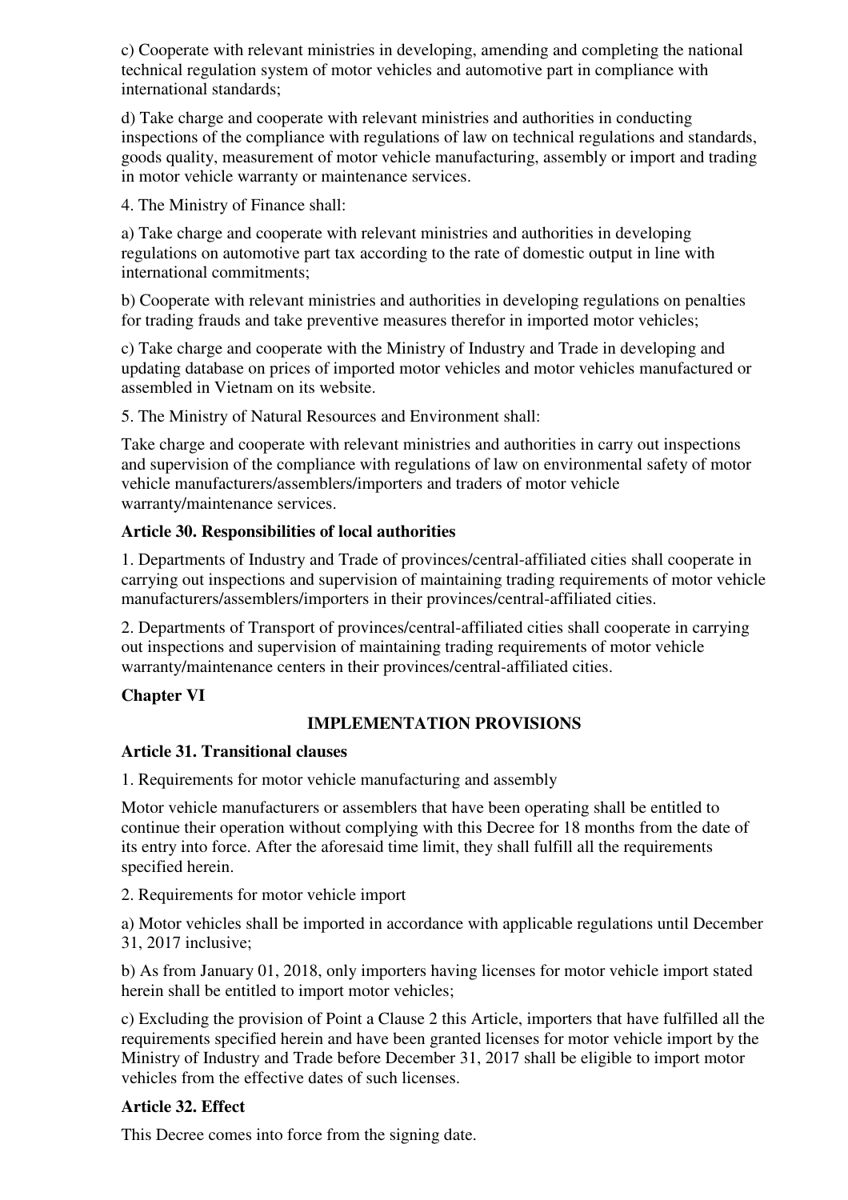c) Cooperate with relevant ministries in developing, amending and completing the national technical regulation system of motor vehicles and automotive part in compliance with international standards;

d) Take charge and cooperate with relevant ministries and authorities in conducting inspections of the compliance with regulations of law on technical regulations and standards, goods quality, measurement of motor vehicle manufacturing, assembly or import and trading in motor vehicle warranty or maintenance services.

4. The Ministry of Finance shall:

a) Take charge and cooperate with relevant ministries and authorities in developing regulations on automotive part tax according to the rate of domestic output in line with international commitments;

b) Cooperate with relevant ministries and authorities in developing regulations on penalties for trading frauds and take preventive measures therefor in imported motor vehicles;

c) Take charge and cooperate with the Ministry of Industry and Trade in developing and updating database on prices of imported motor vehicles and motor vehicles manufactured or assembled in Vietnam on its website.

5. The Ministry of Natural Resources and Environment shall:

Take charge and cooperate with relevant ministries and authorities in carry out inspections and supervision of the compliance with regulations of law on environmental safety of motor vehicle manufacturers/assemblers/importers and traders of motor vehicle warranty/maintenance services.

**Article 30. Responsibilities of local authorities**

1. Departments of Industry and Trade of provinces/central-affiliated cities shall cooperate in carrying out inspections and supervision of maintaining trading requirements of motor vehicle manufacturers/assemblers/importers in their provinces/central-affiliated cities.

2. Departments of Transport of provinces/central-affiliated cities shall cooperate in carrying out inspections and supervision of maintaining trading requirements of motor vehicle warranty/maintenance centers in their provinces/central-affiliated cities.

## Chapter VI

## IMPLEMENTATION PROVISIONS

**Article 31. Transitional clauses**

1. Requirements for motor vehicle manufacturing and assembly

Motor vehicle manufacturers or assemblers that have been operating shall be entitled to continue their operation without complying with this Decree for 18 months from the date of its entry into force. After the aforesaid time limit, they shall fulfill all the requirements specified herein.

2. Requirements for motor vehicle import

a) Motor vehicles shall be imported in accordance with applicable regulations until December 31, 2017 inclusive;

b) As from January 01, 2018, only importers having licenses for motor vehicle import stated herein shall be entitled to import motor vehicles;

c) Excluding the provision of Point a Clause 2 this Article, importers that have fulfilled all the requirements specified herein and have been granted licenses for motor vehicle import by the Ministry of Industry and Trade before December 31, 2017 shall be eligible to import motor vehicles from the effective dates of such licenses.

**Article 32. Effect**

This Decree comes into force from the signing date.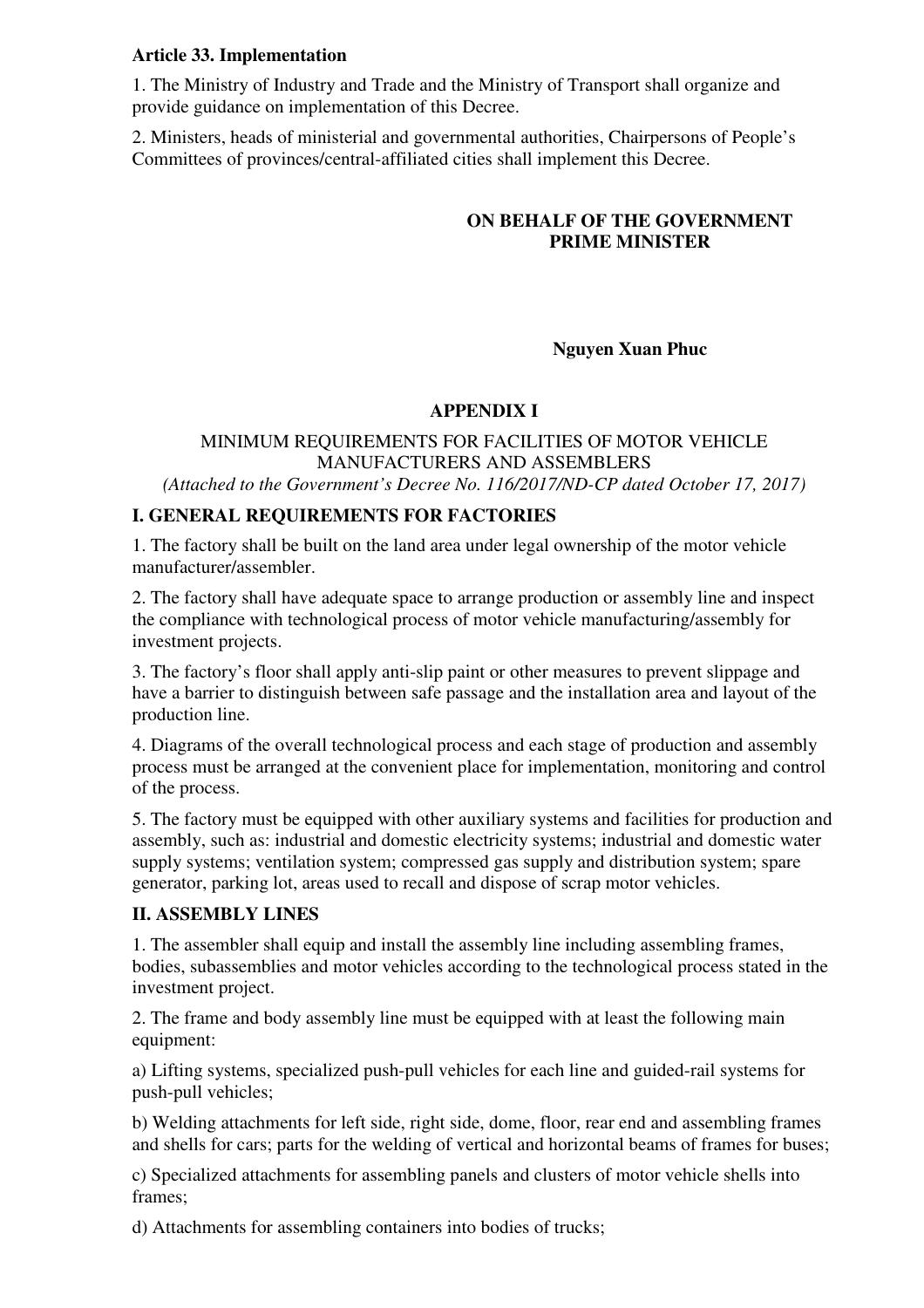**Article 33. Implementation**

1. The Ministry of Industry and Trade and the Ministry of Transport shall organize and provide guidance on implementation of this Decree.

2. Ministers, heads of ministerial and governmental authorities, Chairpersons of People's Committees of provinces/central-affiliated cities shall implement this Decree.

**ON BEHALF OF THE GOVERNMENT**
**PRIME MINISTER**

**Nguyen Xuan Phuc**

## APPENDIX I

MINIMUM REQUIREMENTS FOR FACILITIES OF MOTOR VEHICLE MANUFACTURERS AND ASSEMBLERS

*(Attached to the Government's Decree No. 116/2017/ND-CP dated October 17, 2017)*

### I. GENERAL REQUIREMENTS FOR FACTORIES

1. The factory shall be built on the land area under legal ownership of the motor vehicle manufacturer/assembler.

2. The factory shall have adequate space to arrange production or assembly line and inspect the compliance with technological process of motor vehicle manufacturing/assembly for investment projects.

3. The factory's floor shall apply anti-slip paint or other measures to prevent slippage and have a barrier to distinguish between safe passage and the installation area and layout of the production line.

4. Diagrams of the overall technological process and each stage of production and assembly process must be arranged at the convenient place for implementation, monitoring and control of the process.

5. The factory must be equipped with other auxiliary systems and facilities for production and assembly, such as: industrial and domestic electricity systems; industrial and domestic water supply systems; ventilation system; compressed gas supply and distribution system; spare generator, parking lot, areas used to recall and dispose of scrap motor vehicles.

### II. ASSEMBLY LINES

1. The assembler shall equip and install the assembly line including assembling frames, bodies, subassemblies and motor vehicles according to the technological process stated in the investment project.

2. The frame and body assembly line must be equipped with at least the following main equipment:

a) Lifting systems, specialized push-pull vehicles for each line and guided-rail systems for push-pull vehicles;

b) Welding attachments for left side, right side, dome, floor, rear end and assembling frames and shells for cars; parts for the welding of vertical and horizontal beams of frames for buses;

c) Specialized attachments for assembling panels and clusters of motor vehicle shells into frames;

d) Attachments for assembling containers into bodies of trucks;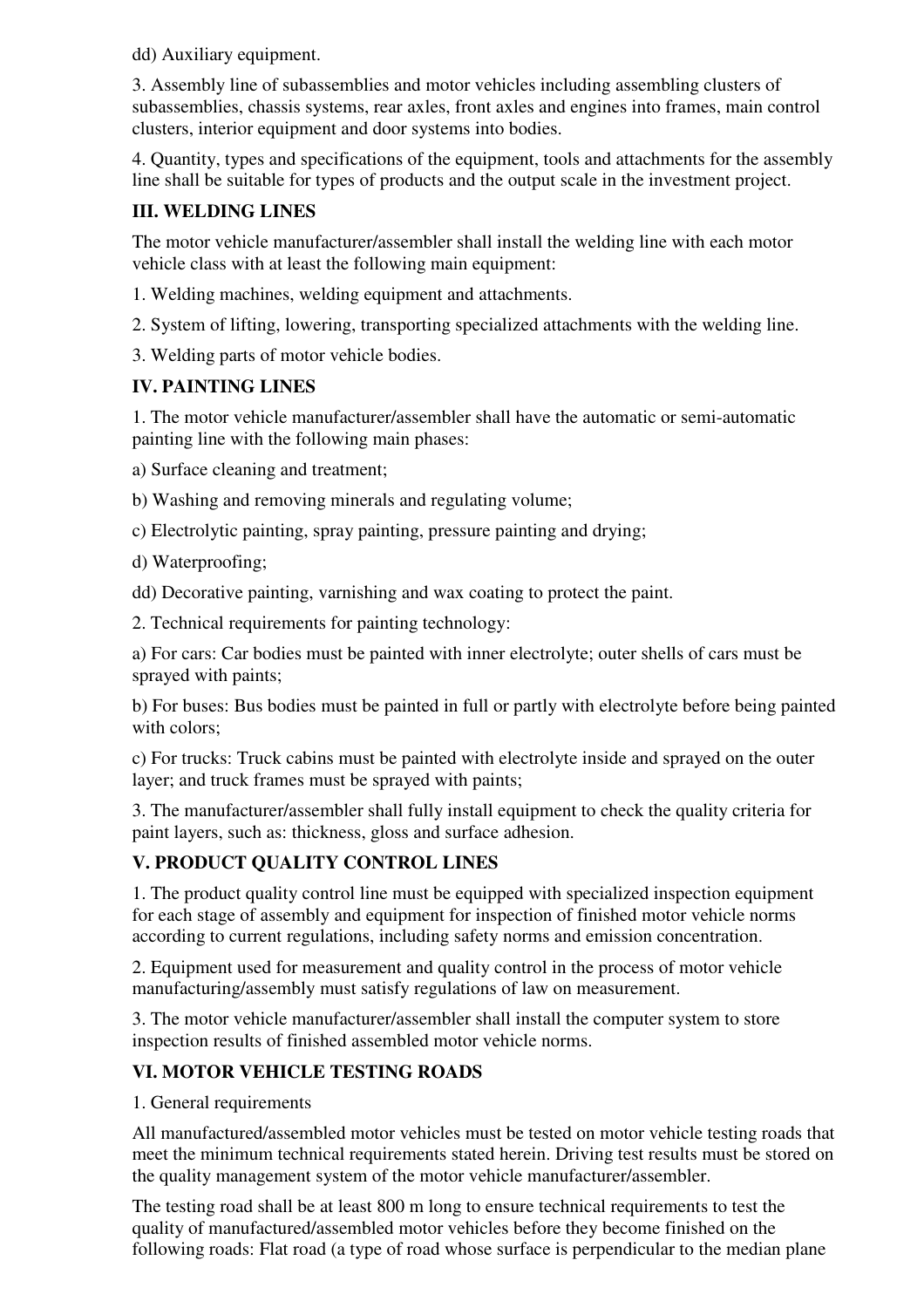dd) Auxiliary equipment.

3. Assembly line of subassemblies and motor vehicles including assembling clusters of subassemblies, chassis systems, rear axles, front axles and engines into frames, main control clusters, interior equipment and door systems into bodies.

4. Quantity, types and specifications of the equipment, tools and attachments for the assembly line shall be suitable for types of products and the output scale in the investment project.

## III. WELDING LINES

The motor vehicle manufacturer/assembler shall install the welding line with each motor vehicle class with at least the following main equipment:

1. Welding machines, welding equipment and attachments.

2. System of lifting, lowering, transporting specialized attachments with the welding line.

3. Welding parts of motor vehicle bodies.

## IV. PAINTING LINES

1. The motor vehicle manufacturer/assembler shall have the automatic or semi-automatic painting line with the following main phases:

a) Surface cleaning and treatment;

b) Washing and removing minerals and regulating volume;

c) Electrolytic painting, spray painting, pressure painting and drying;

d) Waterproofing;

dd) Decorative painting, varnishing and wax coating to protect the paint.

2. Technical requirements for painting technology:

a) For cars: Car bodies must be painted with inner electrolyte; outer shells of cars must be sprayed with paints;

b) For buses: Bus bodies must be painted in full or partly with electrolyte before being painted with colors;

c) For trucks: Truck cabins must be painted with electrolyte inside and sprayed on the outer layer; and truck frames must be sprayed with paints;

3. The manufacturer/assembler shall fully install equipment to check the quality criteria for paint layers, such as: thickness, gloss and surface adhesion.

## V. PRODUCT QUALITY CONTROL LINES

1. The product quality control line must be equipped with specialized inspection equipment for each stage of assembly and equipment for inspection of finished motor vehicle norms according to current regulations, including safety norms and emission concentration.

2. Equipment used for measurement and quality control in the process of motor vehicle manufacturing/assembly must satisfy regulations of law on measurement.

3. The motor vehicle manufacturer/assembler shall install the computer system to store inspection results of finished assembled motor vehicle norms.

## VI. MOTOR VEHICLE TESTING ROADS

1. General requirements

All manufactured/assembled motor vehicles must be tested on motor vehicle testing roads that meet the minimum technical requirements stated herein. Driving test results must be stored on the quality management system of the motor vehicle manufacturer/assembler.

The testing road shall be at least 800 m long to ensure technical requirements to test the quality of manufactured/assembled motor vehicles before they become finished on the following roads: Flat road (a type of road whose surface is perpendicular to the median plane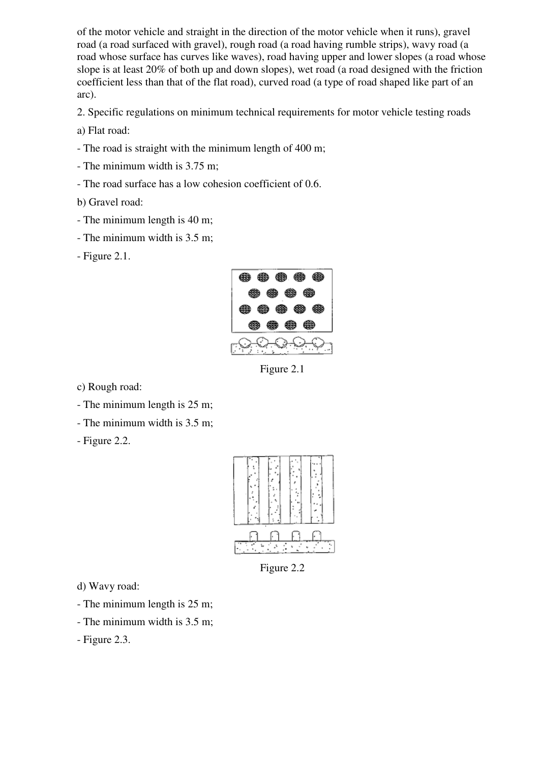of the motor vehicle and straight in the direction of the motor vehicle when it runs), gravel road (a road surfaced with gravel), rough road (a road having rumble strips), wavy road (a road whose surface has curves like waves), road having upper and lower slopes (a road whose slope is at least 20% of both up and down slopes), wet road (a road designed with the friction coefficient less than that of the flat road), curved road (a type of road shaped like part of an arc).

2. Specific regulations on minimum technical requirements for motor vehicle testing roads

a) Flat road:

- The road is straight with the minimum length of 400 m;
- The minimum width is 3.75 m;
- The road surface has a low cohesion coefficient of 0.6.

b) Gravel road:

- The minimum length is 40 m;
- The minimum width is 3.5 m;
- Figure 2.1.

Figure 2.1

c) Rough road:

- The minimum length is 25 m;
- The minimum width is 3.5 m;
- Figure 2.2.

Figure 2.2

d) Wavy road:

- The minimum length is 25 m;
- The minimum width is 3.5 m;
- Figure 2.3.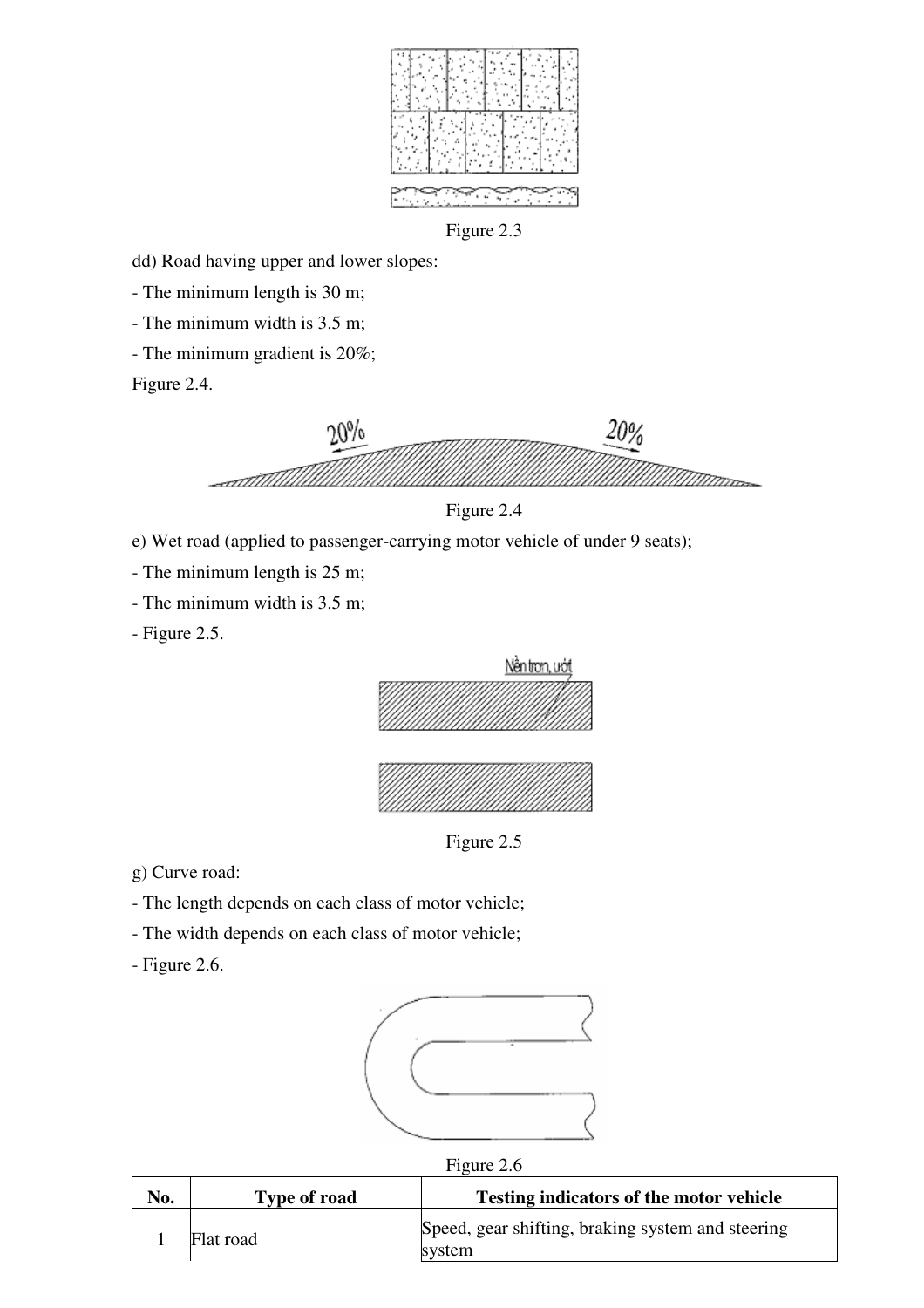Figure 2.3

dd) Road having upper and lower slopes:

- The minimum length is 30 m;
- The minimum width is 3.5 m;
- The minimum gradient is 20%;

Figure 2.4.

Figure 2.4

e) Wet road (applied to passenger-carrying motor vehicle of under 9 seats);

- The minimum length is 25 m;
- The minimum width is 3.5 m;
- Figure 2.5.

Figure 2.5

g) Curve road:

- The length depends on each class of motor vehicle;
- The width depends on each class of motor vehicle;
- Figure 2.6.

Figure 2.6

| No. | Type of road | Testing indicators of the motor vehicle |
|---|---|---|
| 1 | Flat road | Speed, gear shifting, braking system and steering system |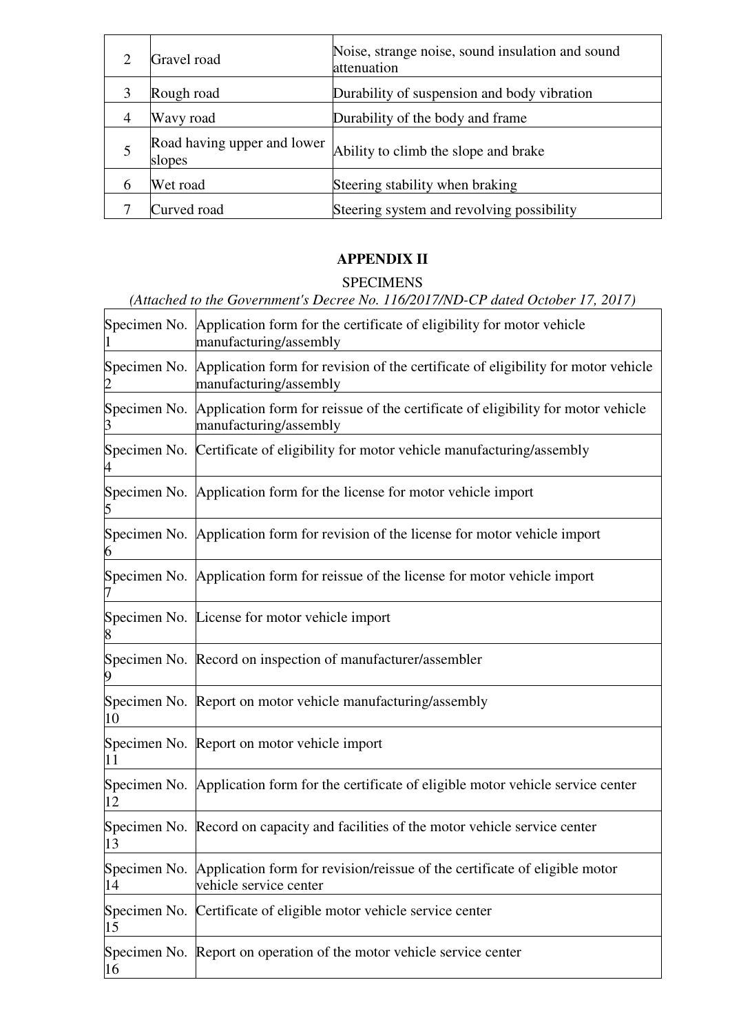| 2 | Gravel road | Noise, strange noise, sound insulation and sound attenuation |
|---|---|---|
| 3 | Rough road | Durability of suspension and body vibration |
| 4 | Wavy road | Durability of the body and frame |
| 5 | Road having upper and lower slopes | Ability to climb the slope and brake |
| 6 | Wet road | Steering stability when braking |
| 7 | Curved road | Steering system and revolving possibility |

## APPENDIX II

SPECIMENS

*(Attached to the Government's Decree No. 116/2017/ND-CP dated October 17, 2017)*

| Specimen No. 1 | Application form for the certificate of eligibility for motor vehicle manufacturing/assembly |
|---|---|
| Specimen No. 2 | Application form for revision of the certificate of eligibility for motor vehicle manufacturing/assembly |
| Specimen No. 3 | Application form for reissue of the certificate of eligibility for motor vehicle manufacturing/assembly |
| Specimen No. 4 | Certificate of eligibility for motor vehicle manufacturing/assembly |
| Specimen No. 5 | Application form for the license for motor vehicle import |
| Specimen No. 6 | Application form for revision of the license for motor vehicle import |
| Specimen No. 7 | Application form for reissue of the license for motor vehicle import |
| Specimen No. 8 | License for motor vehicle import |
| Specimen No. 9 | Record on inspection of manufacturer/assembler |
| Specimen No. 10 | Report on motor vehicle manufacturing/assembly |
| Specimen No. 11 | Report on motor vehicle import |
| Specimen No. 12 | Application form for the certificate of eligible motor vehicle service center |
| Specimen No. 13 | Record on capacity and facilities of the motor vehicle service center |
| Specimen No. 14 | Application form for revision/reissue of the certificate of eligible motor vehicle service center |
| Specimen No. 15 | Certificate of eligible motor vehicle service center |
| Specimen No. 16 | Report on operation of the motor vehicle service center |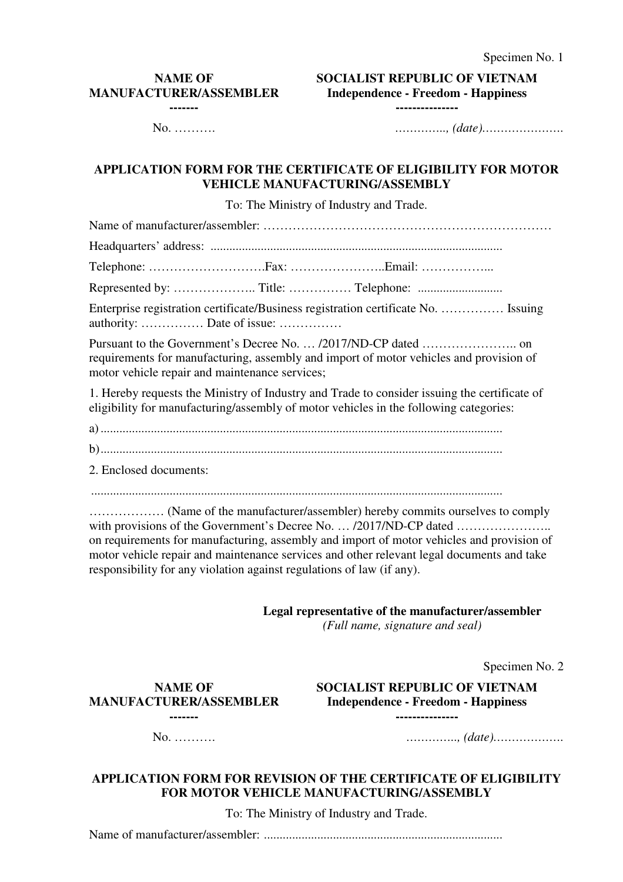Specimen No. 1

| NAME OF MANUFACTURER/ASSEMBLER | SOCIALIST REPUBLIC OF VIETNAM |
|---|---|
| ------- | Independence - Freedom - Happiness |
| | -------------- |
| No. ………. | ………….., *(date)*…………………. |

**APPLICATION FORM FOR THE CERTIFICATE OF ELIGIBILITY FOR MOTOR VEHICLE MANUFACTURING/ASSEMBLY**

To: The Ministry of Industry and Trade.

Name of manufacturer/assembler: ……………………………………………………………

Headquarters' address: ............................................................................................

Telephone: ……………………….Fax: …………………..Email: ……………...

Represented by: ……………….. Title: …………… Telephone: ..........................

Enterprise registration certificate/Business registration certificate No. …………… Issuing authority: …………… Date of issue: ……………

Pursuant to the Government's Decree No. … /2017/ND-CP dated ………………….. on requirements for manufacturing, assembly and import of motor vehicles and provision of motor vehicle repair and maintenance services;

1. Hereby requests the Ministry of Industry and Trade to consider issuing the certificate of eligibility for manufacturing/assembly of motor vehicles in the following categories:

a)...............................................................................................................................

b)...............................................................................................................................

2. Enclosed documents:

..................................................................................................................................

……………… (Name of the manufacturer/assembler) hereby commits ourselves to comply with provisions of the Government's Decree No. … /2017/ND-CP dated ………………….. on requirements for manufacturing, assembly and import of motor vehicles and provision of motor vehicle repair and maintenance services and other relevant legal documents and take responsibility for any violation against regulations of law (if any).

**Legal representative of the manufacturer/assembler**
*(Full name, signature and seal)*

Specimen No. 2

| NAME OF MANUFACTURER/ASSEMBLER | SOCIALIST REPUBLIC OF VIETNAM |
|---|---|
| ------- | Independence - Freedom - Happiness |
| | -------------- |
| No. ………. | ………….., *(date)*………………. |

**APPLICATION FORM FOR REVISION OF THE CERTIFICATE OF ELIGIBILITY FOR MOTOR VEHICLE MANUFACTURING/ASSEMBLY**

To: The Ministry of Industry and Trade.

Name of manufacturer/assembler: ...........................................................................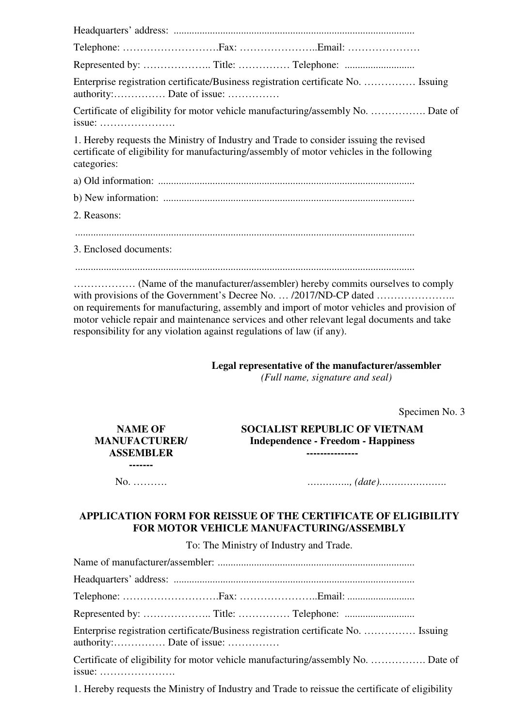Headquarters' address: ..............................................................................................

Telephone: ……………………….Fax: …………………..Email: …………………

Represented by: ……………….. Title: …………… Telephone: ...........................

Enterprise registration certificate/Business registration certificate No. …………… Issuing authority:…………… Date of issue: ……………

Certificate of eligibility for motor vehicle manufacturing/assembly No. ……………. Date of issue: ………………….

1. Hereby requests the Ministry of Industry and Trade to consider issuing the revised certificate of eligibility for manufacturing/assembly of motor vehicles in the following categories:

a) Old information: ..................................................................................................

b) New information: ................................................................................................

2. Reasons:

..................................................................................................................................

3. Enclosed documents:

..................................................................................................................................

……………… (Name of the manufacturer/assembler) hereby commits ourselves to comply with provisions of the Government's Decree No. … /2017/ND-CP dated ………………….. on requirements for manufacturing, assembly and import of motor vehicles and provision of motor vehicle repair and maintenance services and other relevant legal documents and take responsibility for any violation against regulations of law (if any).

**Legal representative of the manufacturer/assembler**
*(Full name, signature and seal)*

Specimen No. 3

| **NAME OF MANUFACTURER/ ASSEMBLER** ------- | **SOCIALIST REPUBLIC OF VIETNAM** **Independence - Freedom - Happiness** -------------- |
|---|---|
| No. ………. | ………….., *(date)*…………………. |

**APPLICATION FORM FOR REISSUE OF THE CERTIFICATE OF ELIGIBILITY FOR MOTOR VEHICLE MANUFACTURING/ASSEMBLY**

To: The Ministry of Industry and Trade.

Name of manufacturer/assembler: ............................................................................

Headquarters' address: ..............................................................................................

Telephone: ……………………….Fax: …………………..Email: ..........................

Represented by: ……………….. Title: …………… Telephone: ...........................

Enterprise registration certificate/Business registration certificate No. …………… Issuing authority:…………… Date of issue: ……………

Certificate of eligibility for motor vehicle manufacturing/assembly No. ……………. Date of issue: ………………….

1. Hereby requests the Ministry of Industry and Trade to reissue the certificate of eligibility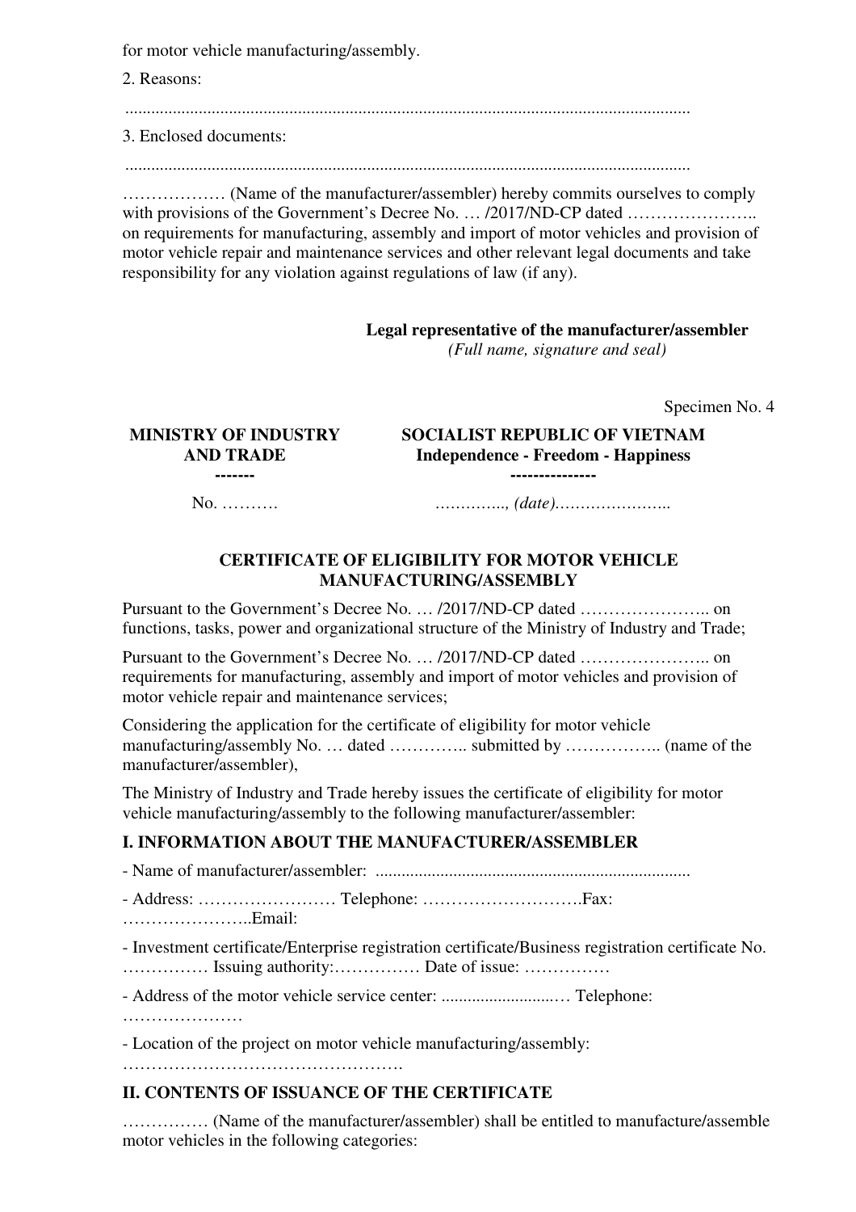for motor vehicle manufacturing/assembly.

2. Reasons:

..................................................................................................................................

3. Enclosed documents:

..................................................................................................................................

……………… (Name of the manufacturer/assembler) hereby commits ourselves to comply with provisions of the Government's Decree No. … /2017/ND-CP dated ………………….. on requirements for manufacturing, assembly and import of motor vehicles and provision of motor vehicle repair and maintenance services and other relevant legal documents and take responsibility for any violation against regulations of law (if any).

**Legal representative of the manufacturer/assembler**
*(Full name, signature and seal)*

Specimen No. 4

| **MINISTRY OF INDUSTRY AND TRADE** ------- | **SOCIALIST REPUBLIC OF VIETNAM Independence - Freedom - Happiness** --------------- |
|---|---|
| No. ………. | …………., *(date)*………………….. |

**CERTIFICATE OF ELIGIBILITY FOR MOTOR VEHICLE MANUFACTURING/ASSEMBLY**

Pursuant to the Government's Decree No. … /2017/ND-CP dated ………………….. on functions, tasks, power and organizational structure of the Ministry of Industry and Trade;

Pursuant to the Government's Decree No. … /2017/ND-CP dated ………………….. on requirements for manufacturing, assembly and import of motor vehicles and provision of motor vehicle repair and maintenance services;

Considering the application for the certificate of eligibility for motor vehicle manufacturing/assembly No. … dated ………….. submitted by …………….. (name of the manufacturer/assembler),

The Ministry of Industry and Trade hereby issues the certificate of eligibility for motor vehicle manufacturing/assembly to the following manufacturer/assembler:

## I. INFORMATION ABOUT THE MANUFACTURER/ASSEMBLER

- Name of manufacturer/assembler: .........................................................................

- Address: …………………… Telephone: ……………………….Fax: …………………..Email:

- Investment certificate/Enterprise registration certificate/Business registration certificate No. …………… Issuing authority:…………… Date of issue: ……………

- Address of the motor vehicle service center: ..........................… Telephone: …………………

- Location of the project on motor vehicle manufacturing/assembly: ………………………………………….

## II. CONTENTS OF ISSUANCE OF THE CERTIFICATE

…………… (Name of the manufacturer/assembler) shall be entitled to manufacture/assemble motor vehicles in the following categories: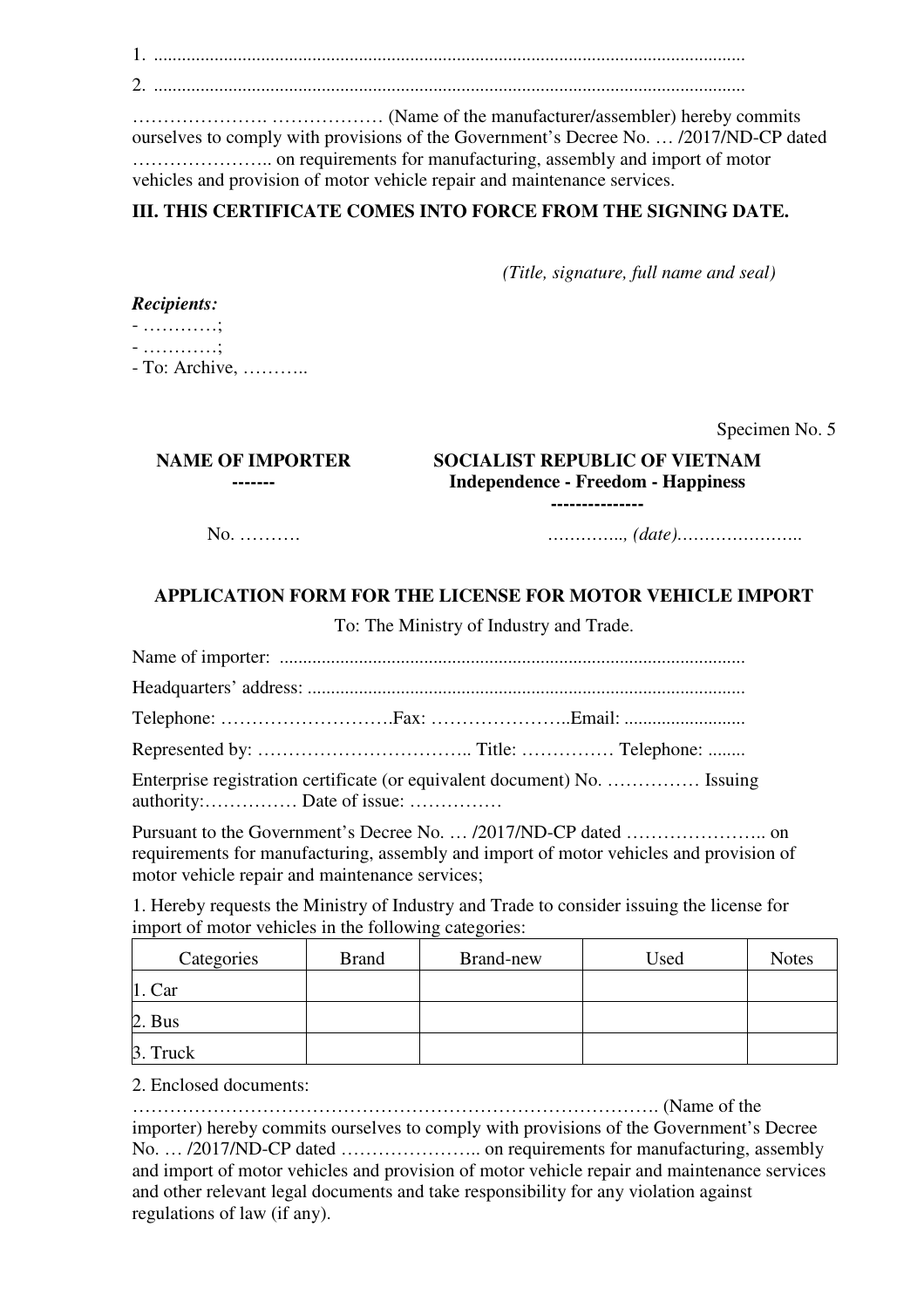1. ..............................................................................................................................

2. ..............................................................................................................................

…………………. ……………… (Name of the manufacturer/assembler) hereby commits ourselves to comply with provisions of the Government's Decree No. … /2017/ND-CP dated ………………….. on requirements for manufacturing, assembly and import of motor vehicles and provision of motor vehicle repair and maintenance services.

**III. THIS CERTIFICATE COMES INTO FORCE FROM THE SIGNING DATE.**

*(Title, signature, full name and seal)*

***Recipients:***

- …………;
- …………;
- To: Archive, ………..

Specimen No. 5

| **NAME OF IMPORTER** | **SOCIALIST REPUBLIC OF VIETNAM** |
|---|---|
| **-------** | **Independence - Freedom - Happiness** |
| | **--------------** |
| No. ………. | …………., *(date)*………………….. |

**APPLICATION FORM FOR THE LICENSE FOR MOTOR VEHICLE IMPORT**

To: The Ministry of Industry and Trade.

Name of importer: ...................................................................................................

Headquarters' address: .............................................................................................

Telephone: ……………………….Fax: …………………..Email: .........................

Represented by: …………………………….. Title: …………… Telephone: ........

Enterprise registration certificate (or equivalent document) No. …………… Issuing authority:…………… Date of issue: ……………

Pursuant to the Government's Decree No. … /2017/ND-CP dated ………………….. on requirements for manufacturing, assembly and import of motor vehicles and provision of motor vehicle repair and maintenance services;

1. Hereby requests the Ministry of Industry and Trade to consider issuing the license for import of motor vehicles in the following categories:

| Categories | Brand | Brand-new | Used | Notes |
|---|---|---|---|---|
| 1. Car | | | | |
| 2. Bus | | | | |
| 3. Truck | | | | |

2. Enclosed documents:

…………………………………………………………………………. (Name of the importer) hereby commits ourselves to comply with provisions of the Government's Decree No. … /2017/ND-CP dated ………………….. on requirements for manufacturing, assembly and import of motor vehicles and provision of motor vehicle repair and maintenance services and other relevant legal documents and take responsibility for any violation against regulations of law (if any).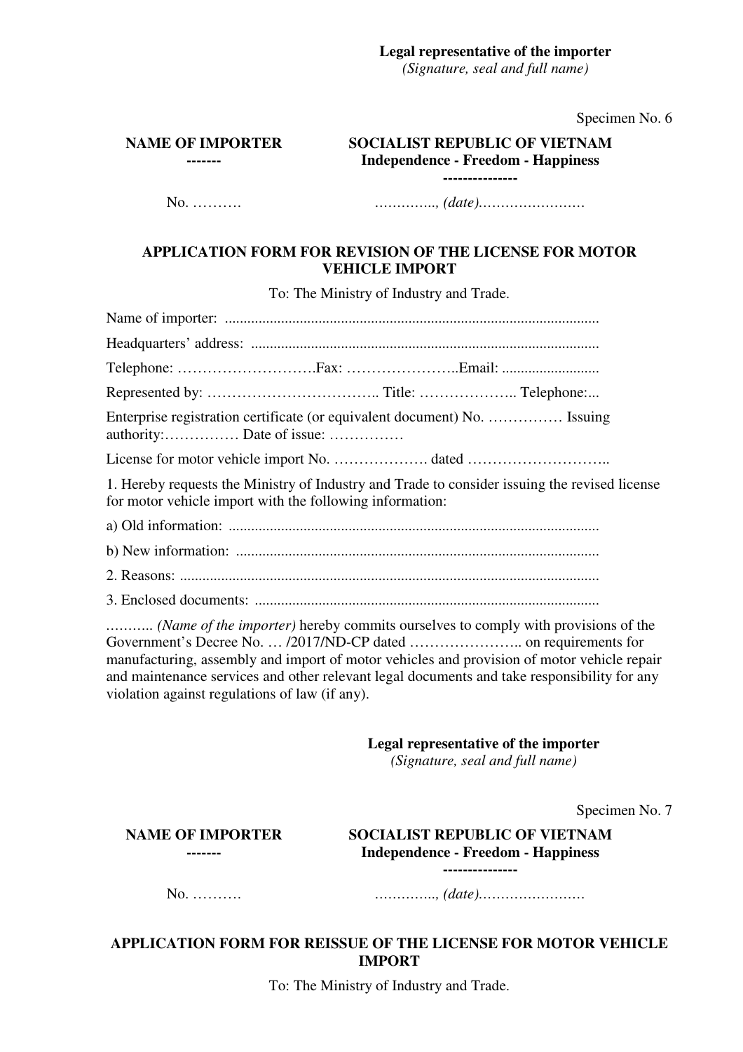**Legal representative of the importer**
*(Signature, seal and full name)*

Specimen No. 6

| NAME OF IMPORTER<br>------- | SOCIALIST REPUBLIC OF VIETNAM<br>Independence - Freedom - Happiness<br>--------------- |
|---|---|
| No. ………. | ………….., *(date)*…………………… |

**APPLICATION FORM FOR REVISION OF THE LICENSE FOR MOTOR VEHICLE IMPORT**

To: The Ministry of Industry and Trade.

Name of importer: ....................................................................................................

Headquarters' address: ............................................................................................

Telephone: ……………………….Fax: …………………..Email: ..........................

Represented by: …………………………….. Title: ……………….. Telephone:...

Enterprise registration certificate (or equivalent document) No. …………… Issuing authority:…………… Date of issue: ……………

License for motor vehicle import No. ………………. dated ………………………..

1. Hereby requests the Ministry of Industry and Trade to consider issuing the revised license for motor vehicle import with the following information:

a) Old information: ..................................................................................................

b) New information: ................................................................................................

2. Reasons: ...............................................................................................................

3. Enclosed documents: ...........................................................................................

……….. *(Name of the importer)* hereby commits ourselves to comply with provisions of the Government's Decree No. … /2017/ND-CP dated ………………….. on requirements for manufacturing, assembly and import of motor vehicles and provision of motor vehicle repair and maintenance services and other relevant legal documents and take responsibility for any violation against regulations of law (if any).

**Legal representative of the importer**
*(Signature, seal and full name)*

Specimen No. 7

| NAME OF IMPORTER<br>------- | SOCIALIST REPUBLIC OF VIETNAM<br>Independence - Freedom - Happiness<br>--------------- |
|---|---|
| No. ………. | ………….., *(date)*…………………… |

**APPLICATION FORM FOR REISSUE OF THE LICENSE FOR MOTOR VEHICLE IMPORT**

To: The Ministry of Industry and Trade.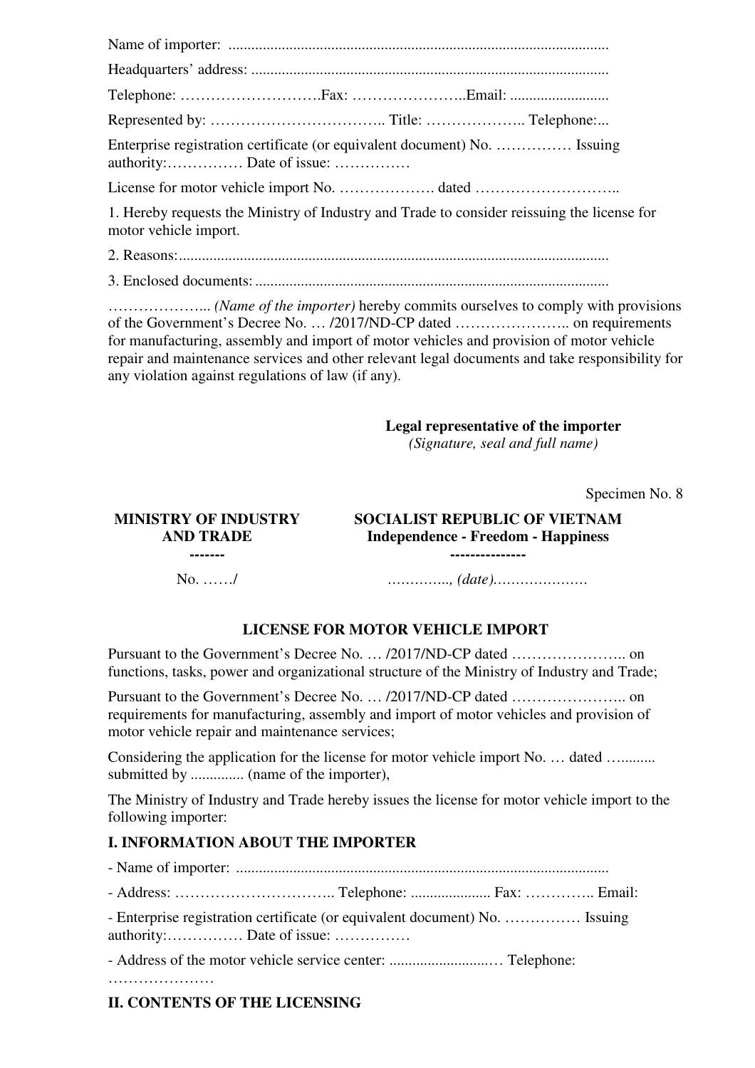Name of importer: ....................................................................................................

Headquarters' address: ..............................................................................................

Telephone: ……………………….Fax: …………………..Email: ..........................

Represented by: …………………………….. Title: ……………….. Telephone:...

Enterprise registration certificate (or equivalent document) No. …………… Issuing authority:…………… Date of issue: ……………

License for motor vehicle import No. ………………. dated ………………………..

1. Hereby requests the Ministry of Industry and Trade to consider reissuing the license for motor vehicle import.

2. Reasons:.................................................................................................................

3. Enclosed documents:.............................................................................................

……………….. *(Name of the importer)* hereby commits ourselves to comply with provisions of the Government's Decree No. … /2017/ND-CP dated ………………….. on requirements for manufacturing, assembly and import of motor vehicles and provision of motor vehicle repair and maintenance services and other relevant legal documents and take responsibility for any violation against regulations of law (if any).

**Legal representative of the importer**
*(Signature, seal and full name)*

Specimen No. 8

| **MINISTRY OF INDUSTRY AND TRADE** ------- | **SOCIALIST REPUBLIC OF VIETNAM Independence - Freedom - Happiness** --------------- |
|---|---|
| No. ……/ | ………….., *(date)*………………… |

**LICENSE FOR MOTOR VEHICLE IMPORT**

Pursuant to the Government's Decree No. … /2017/ND-CP dated ………………….. on functions, tasks, power and organizational structure of the Ministry of Industry and Trade;

Pursuant to the Government's Decree No. … /2017/ND-CP dated ………………….. on requirements for manufacturing, assembly and import of motor vehicles and provision of motor vehicle repair and maintenance services;

Considering the application for the license for motor vehicle import No. … dated …......... submitted by ............. (name of the importer),

The Ministry of Industry and Trade hereby issues the license for motor vehicle import to the following importer:

## I. INFORMATION ABOUT THE IMPORTER

- Name of importer: ..................................................................................................

- Address: ………………………….. Telephone: ..................... Fax: ………….. Email:

- Enterprise registration certificate (or equivalent document) No. …………… Issuing authority:…………… Date of issue: ……………

- Address of the motor vehicle service center: ...........................… Telephone: …………………

## II. CONTENTS OF THE LICENSING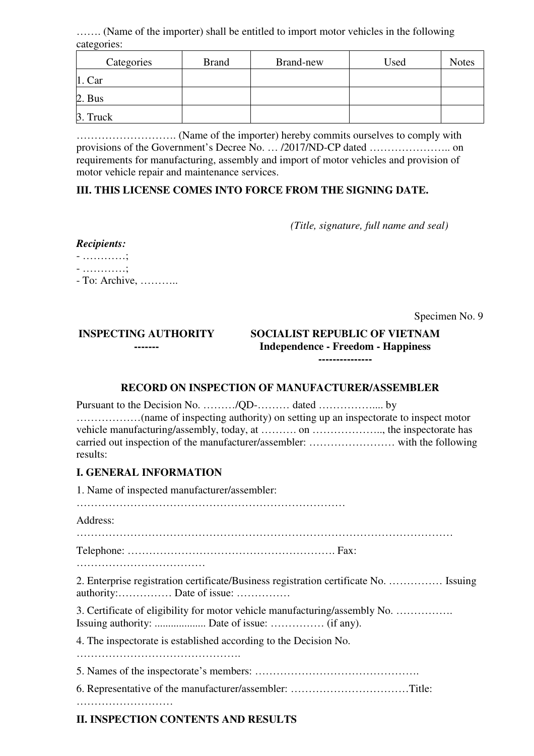……. (Name of the importer) shall be entitled to import motor vehicles in the following categories:

| Categories | Brand | Brand-new | Used | Notes |
|---|---|---|---|---|
| 1. Car | | | | |
| 2. Bus | | | | |
| 3. Truck | | | | |

………………………. (Name of the importer) hereby commits ourselves to comply with provisions of the Government's Decree No. … /2017/ND-CP dated ………………….. on requirements for manufacturing, assembly and import of motor vehicles and provision of motor vehicle repair and maintenance services.

**III. THIS LICENSE COMES INTO FORCE FROM THE SIGNING DATE.**

*(Title, signature, full name and seal)*

***Recipients:***
- …………;
- …………;
- To: Archive, ………..

Specimen No. 9

**INSPECTING AUTHORITY**
**-------**

**SOCIALIST REPUBLIC OF VIETNAM**
**Independence - Freedom - Happiness**
**---------------**

**RECORD ON INSPECTION OF MANUFACTURER/ASSEMBLER**

Pursuant to the Decision No. ………/QD-……… dated …………….... by ………………(name of inspecting authority) on setting up an inspectorate to inspect motor vehicle manufacturing/assembly, today, at ………. on ……………….., the inspectorate has carried out inspection of the manufacturer/assembler: …………………… with the following results:

**I. GENERAL INFORMATION**

1. Name of inspected manufacturer/assembler: …………………………………………………………………

Address: ……………………………………………………………………………………………

Telephone: …………………………………………………. Fax: ………………………………

2. Enterprise registration certificate/Business registration certificate No. …………… Issuing authority:…………… Date of issue: ……………

3. Certificate of eligibility for motor vehicle manufacturing/assembly No. ……………. Issuing authority: ................... Date of issue: …………… (if any).

4. The inspectorate is established according to the Decision No. ……………………………………….

5. Names of the inspectorate's members: ……………………………………….

6. Representative of the manufacturer/assembler: ……………………………Title: ………………………

**II. INSPECTION CONTENTS AND RESULTS**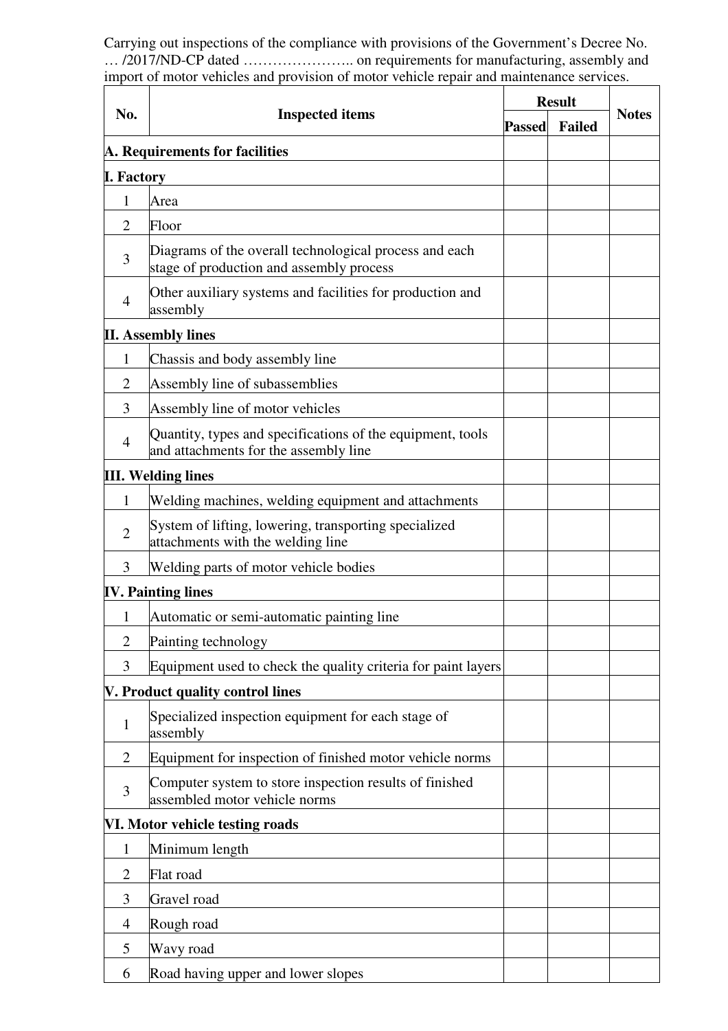Carrying out inspections of the compliance with provisions of the Government's Decree No. … /2017/ND-CP dated ………………….. on requirements for manufacturing, assembly and import of motor vehicles and provision of motor vehicle repair and maintenance services.

| No. | Inspected items | Result | | Notes |
|---|---|---|---|---|
| | | Passed | Failed | |
| **A. Requirements for facilities** | | | | |
| **I. Factory** | | | | |
| 1 | Area | | | |
| 2 | Floor | | | |
| 3 | Diagrams of the overall technological process and each stage of production and assembly process | | | |
| 4 | Other auxiliary systems and facilities for production and assembly | | | |
| **II. Assembly lines** | | | | |
| 1 | Chassis and body assembly line | | | |
| 2 | Assembly line of subassemblies | | | |
| 3 | Assembly line of motor vehicles | | | |
| 4 | Quantity, types and specifications of the equipment, tools and attachments for the assembly line | | | |
| **III. Welding lines** | | | | |
| 1 | Welding machines, welding equipment and attachments | | | |
| 2 | System of lifting, lowering, transporting specialized attachments with the welding line | | | |
| 3 | Welding parts of motor vehicle bodies | | | |
| **IV. Painting lines** | | | | |
| 1 | Automatic or semi-automatic painting line | | | |
| 2 | Painting technology | | | |
| 3 | Equipment used to check the quality criteria for paint layers | | | |
| **V. Product quality control lines** | | | | |
| 1 | Specialized inspection equipment for each stage of assembly | | | |
| 2 | Equipment for inspection of finished motor vehicle norms | | | |
| 3 | Computer system to store inspection results of finished assembled motor vehicle norms | | | |
| **VI. Motor vehicle testing roads** | | | | |
| 1 | Minimum length | | | |
| 2 | Flat road | | | |
| 3 | Gravel road | | | |
| 4 | Rough road | | | |
| 5 | Wavy road | | | |
| 6 | Road having upper and lower slopes | | | |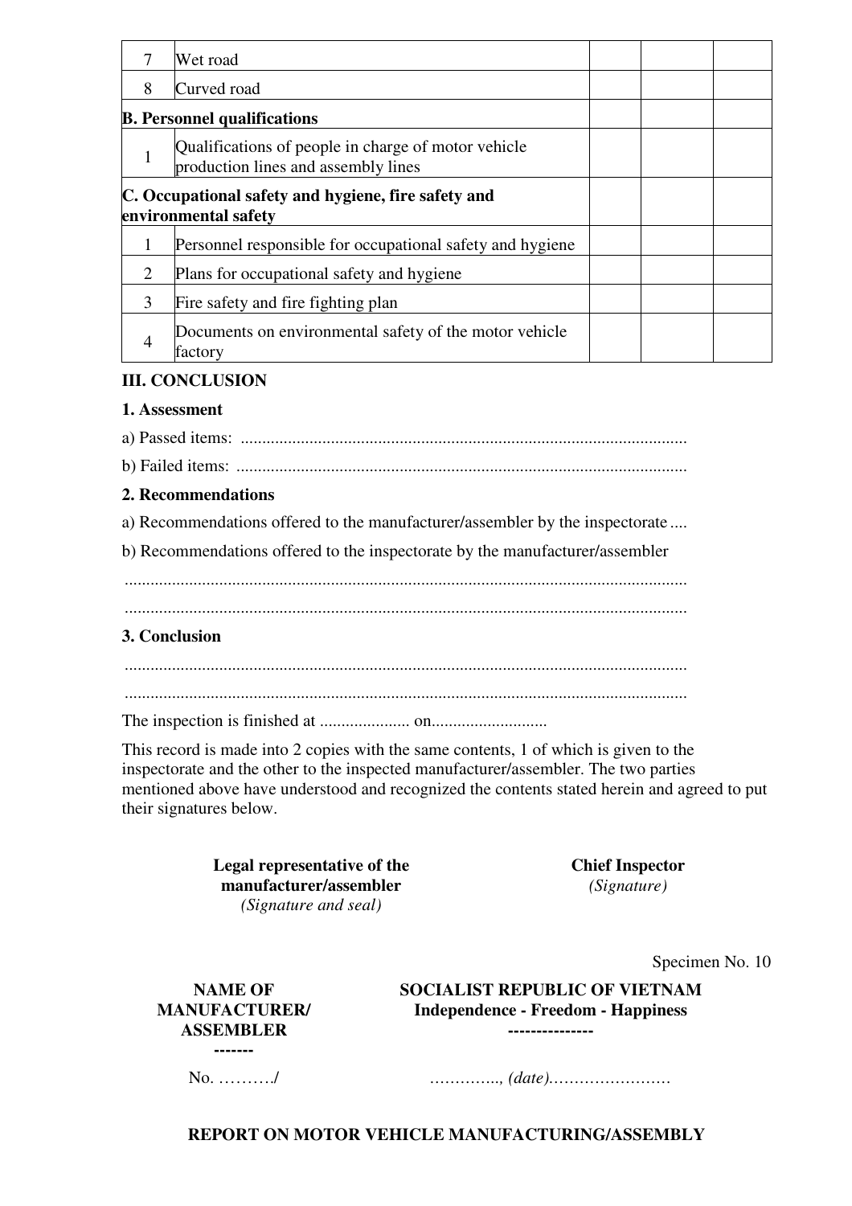| | | | | |
|---|---|---|---|---|
| 7 | Wet road | | | |
| 8 | Curved road | | | |
| **B. Personnel qualifications** | | | | |
| 1 | Qualifications of people in charge of motor vehicle production lines and assembly lines | | | |
| **C. Occupational safety and hygiene, fire safety and environmental safety** | | | | |
| 1 | Personnel responsible for occupational safety and hygiene | | | |
| 2 | Plans for occupational safety and hygiene | | | |
| 3 | Fire safety and fire fighting plan | | | |
| 4 | Documents on environmental safety of the motor vehicle factory | | | |

**III. CONCLUSION**

**1. Assessment**

a) Passed items: ........................................................................................................

b) Failed items: .........................................................................................................

**2. Recommendations**

a) Recommendations offered to the manufacturer/assembler by the inspectorate ....

b) Recommendations offered to the inspectorate by the manufacturer/assembler

..................................................................................................................................

..................................................................................................................................

**3. Conclusion**

..................................................................................................................................

..................................................................................................................................

The inspection is finished at ..................... on...........................

This record is made into 2 copies with the same contents, 1 of which is given to the inspectorate and the other to the inspected manufacturer/assembler. The two parties mentioned above have understood and recognized the contents stated herein and agreed to put their signatures below.

| **Legal representative of the manufacturer/assembler** *(Signature and seal)* | **Chief Inspector** *(Signature)* |
|---|---|

Specimen No. 10

| **NAME OF MANUFACTURER/ ASSEMBLER** ------- | **SOCIALIST REPUBLIC OF VIETNAM** **Independence - Freedom - Happiness** --------------- |
|---|---|
| No. ………./ | ………….., *(date)*…………………… |

**REPORT ON MOTOR VEHICLE MANUFACTURING/ASSEMBLY**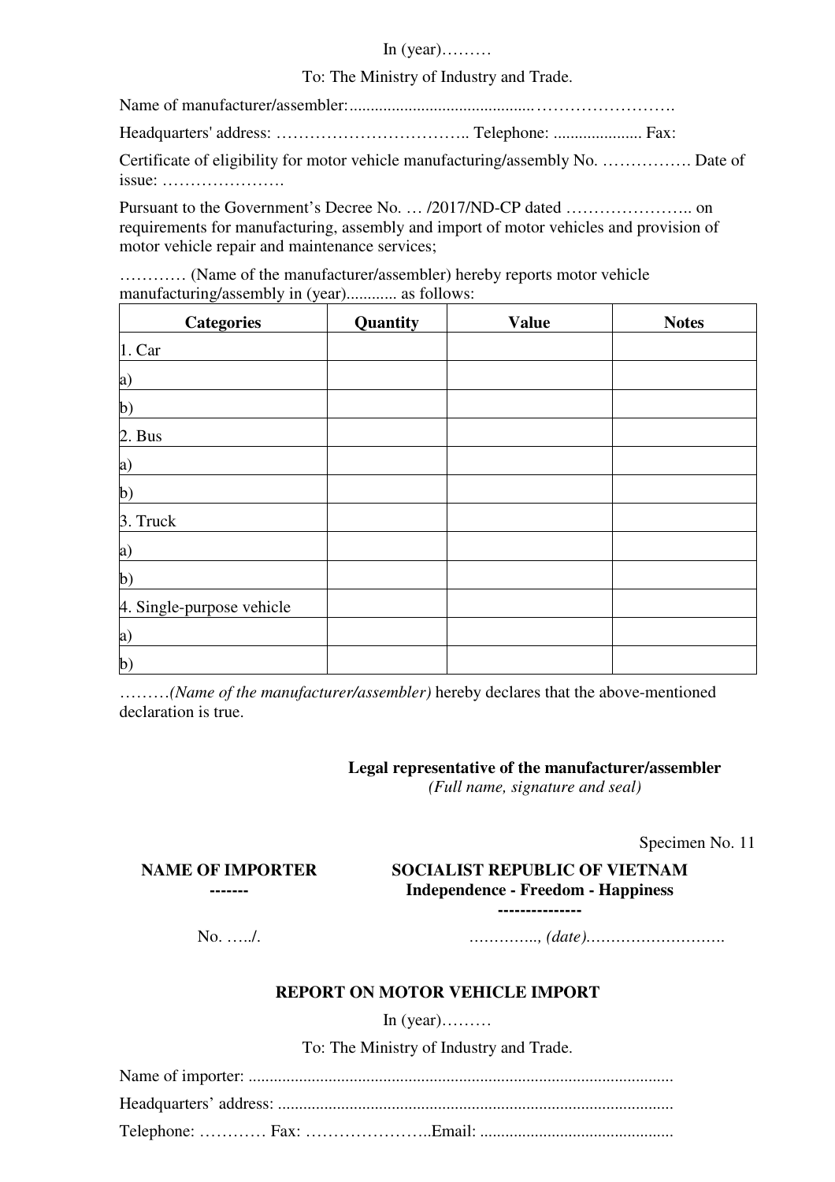In (year)………

To: The Ministry of Industry and Trade.

Name of manufacturer/assembler:............................................…………………….

Headquarters' address: …………………………….. Telephone: ..................... Fax:

Certificate of eligibility for motor vehicle manufacturing/assembly No. ……………. Date of issue: ………………….

Pursuant to the Government's Decree No. … /2017/ND-CP dated ………………….. on requirements for manufacturing, assembly and import of motor vehicles and provision of motor vehicle repair and maintenance services;

………… (Name of the manufacturer/assembler) hereby reports motor vehicle manufacturing/assembly in (year)............ as follows:

| Categories | Quantity | Value | Notes |
|---|---|---|---|
| 1. Car | | | |
| a) | | | |
| b) | | | |
| 2. Bus | | | |
| a) | | | |
| b) | | | |
| 3. Truck | | | |
| a) | | | |
| b) | | | |
| 4. Single-purpose vehicle | | | |
| a) | | | |
| b) | | | |

………*(Name of the manufacturer/assembler)* hereby declares that the above-mentioned declaration is true.

**Legal representative of the manufacturer/assembler**
*(Full name, signature and seal)*

Specimen No. 11

| NAME OF IMPORTER<br>------- | SOCIALIST REPUBLIC OF VIETNAM<br>Independence - Freedom - Happiness<br>--------------- |
|---|---|
| No. …../. | ………….., *(date)*………………………. |

**REPORT ON MOTOR VEHICLE IMPORT**

In (year)………

To: The Ministry of Industry and Trade.

Name of importer: .....................................................................................................

Headquarters' address: .............................................................................................

Telephone: ………… Fax: …………………..Email: ..............................................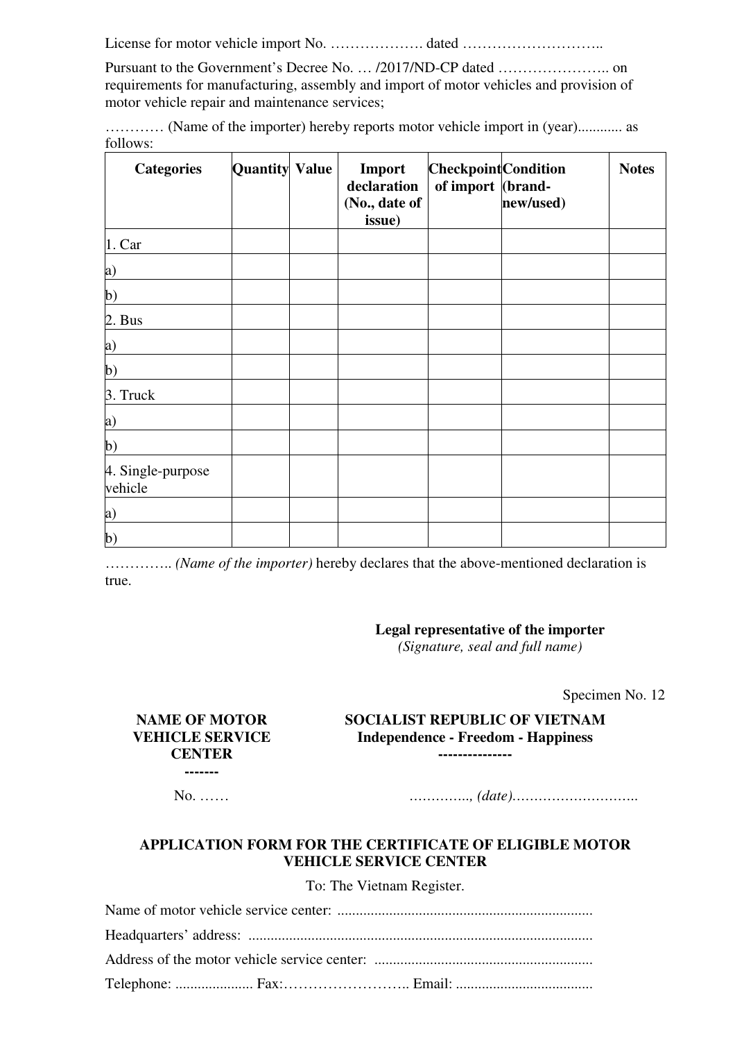License for motor vehicle import No. ………………. dated ………………………..

Pursuant to the Government's Decree No. … /2017/ND-CP dated ………………….. on requirements for manufacturing, assembly and import of motor vehicles and provision of motor vehicle repair and maintenance services;

………… (Name of the importer) hereby reports motor vehicle import in (year)........... as follows:

| Categories | Quantity | Value | Import declaration (No., date of issue) | Checkpoint of import | Condition (brand-new/used) | Notes |
|---|---|---|---|---|---|---|
| 1. Car | | | | | | |
| a) | | | | | | |
| b) | | | | | | |
| 2. Bus | | | | | | |
| a) | | | | | | |
| b) | | | | | | |
| 3. Truck | | | | | | |
| a) | | | | | | |
| b) | | | | | | |
| 4. Single-purpose vehicle | | | | | | |
| a) | | | | | | |
| b) | | | | | | |

………….. *(Name of the importer)* hereby declares that the above-mentioned declaration is true.

**Legal representative of the importer**
*(Signature, seal and full name)*

Specimen No. 12

| NAME OF MOTOR VEHICLE SERVICE CENTER | SOCIALIST REPUBLIC OF VIETNAM |
|---|---|
| ------- | Independence - Freedom - Happiness |
| | -------------- |
| No. …… | …………., *(date)*……………………….. |

## APPLICATION FORM FOR THE CERTIFICATE OF ELIGIBLE MOTOR VEHICLE SERVICE CENTER

To: The Vietnam Register.

Name of motor vehicle service center: .....................................................................

Headquarters' address: .............................................................................................

Address of the motor vehicle service center: ...........................................................

Telephone: ..................... Fax:…………………….. Email: .....................................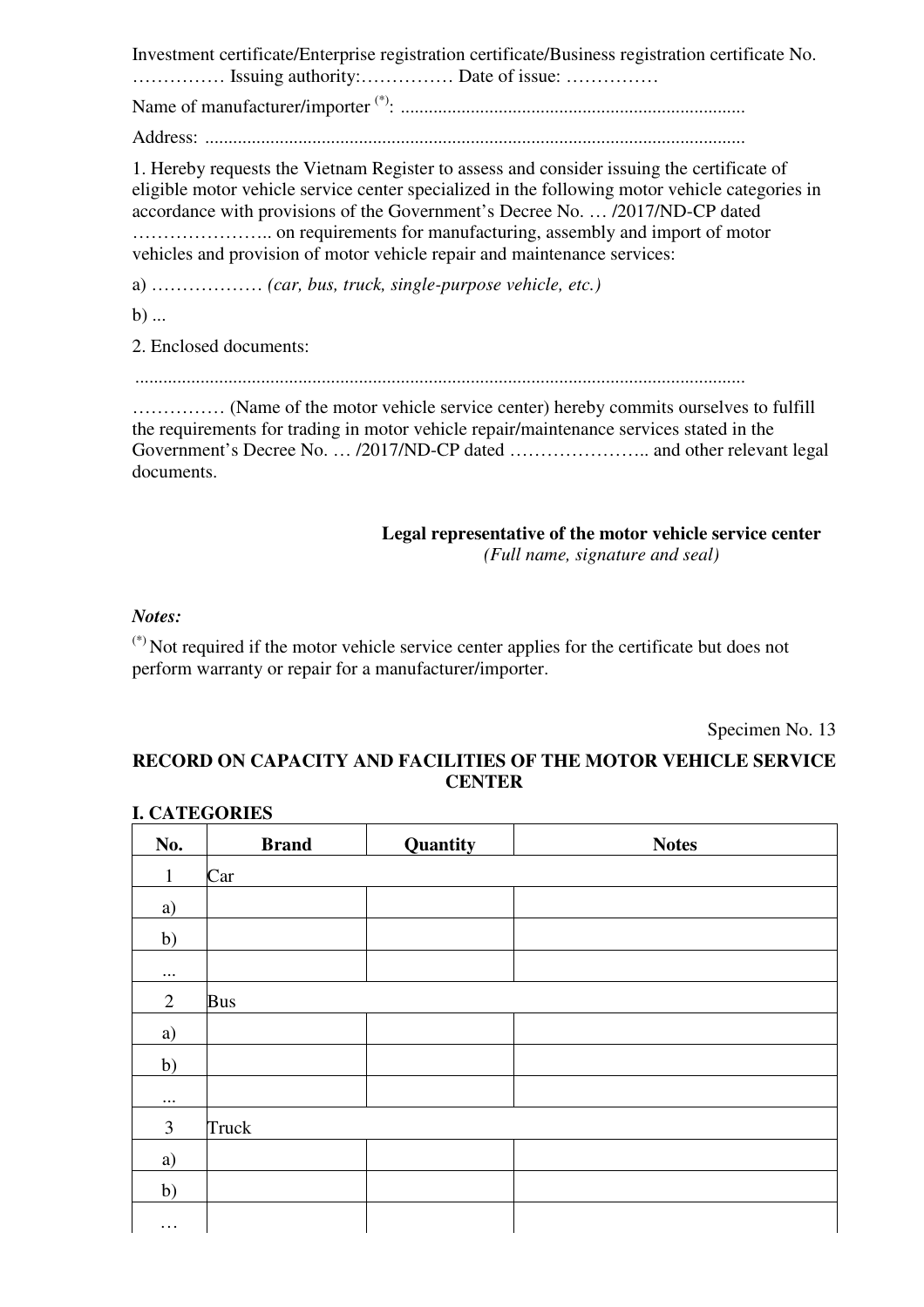Investment certificate/Enterprise registration certificate/Business registration certificate No. …………… Issuing authority:…………… Date of issue: ……………

Name of manufacturer/importer [(*)]: .........................................................................

Address: ...................................................................................................................

1. Hereby requests the Vietnam Register to assess and consider issuing the certificate of eligible motor vehicle service center specialized in the following motor vehicle categories in accordance with provisions of the Government's Decree No. … /2017/ND-CP dated ………………….. on requirements for manufacturing, assembly and import of motor vehicles and provision of motor vehicle repair and maintenance services:

a) ……………… *(car, bus, truck, single-purpose vehicle, etc.)*

b) ...

2. Enclosed documents:

.................................................................................................................................

…………… (Name of the motor vehicle service center) hereby commits ourselves to fulfill the requirements for trading in motor vehicle repair/maintenance services stated in the Government's Decree No. … /2017/ND-CP dated ………………….. and other relevant legal documents.

**Legal representative of the motor vehicle service center**
*(Full name, signature and seal)*

***Notes:***

[(*)] Not required if the motor vehicle service center applies for the certificate but does not perform warranty or repair for a manufacturer/importer.

Specimen No. 13

**RECORD ON CAPACITY AND FACILITIES OF THE MOTOR VEHICLE SERVICE CENTER**

**I. CATEGORIES**

| No. | Brand | Quantity | Notes |
|---|---|---|---|
| 1 | Car | | |
| a) | | | |
| b) | | | |
| ... | | | |
| 2 | Bus | | |
| a) | | | |
| b) | | | |
| ... | | | |
| 3 | Truck | | |
| a) | | | |
| b) | | | |
| … | | | |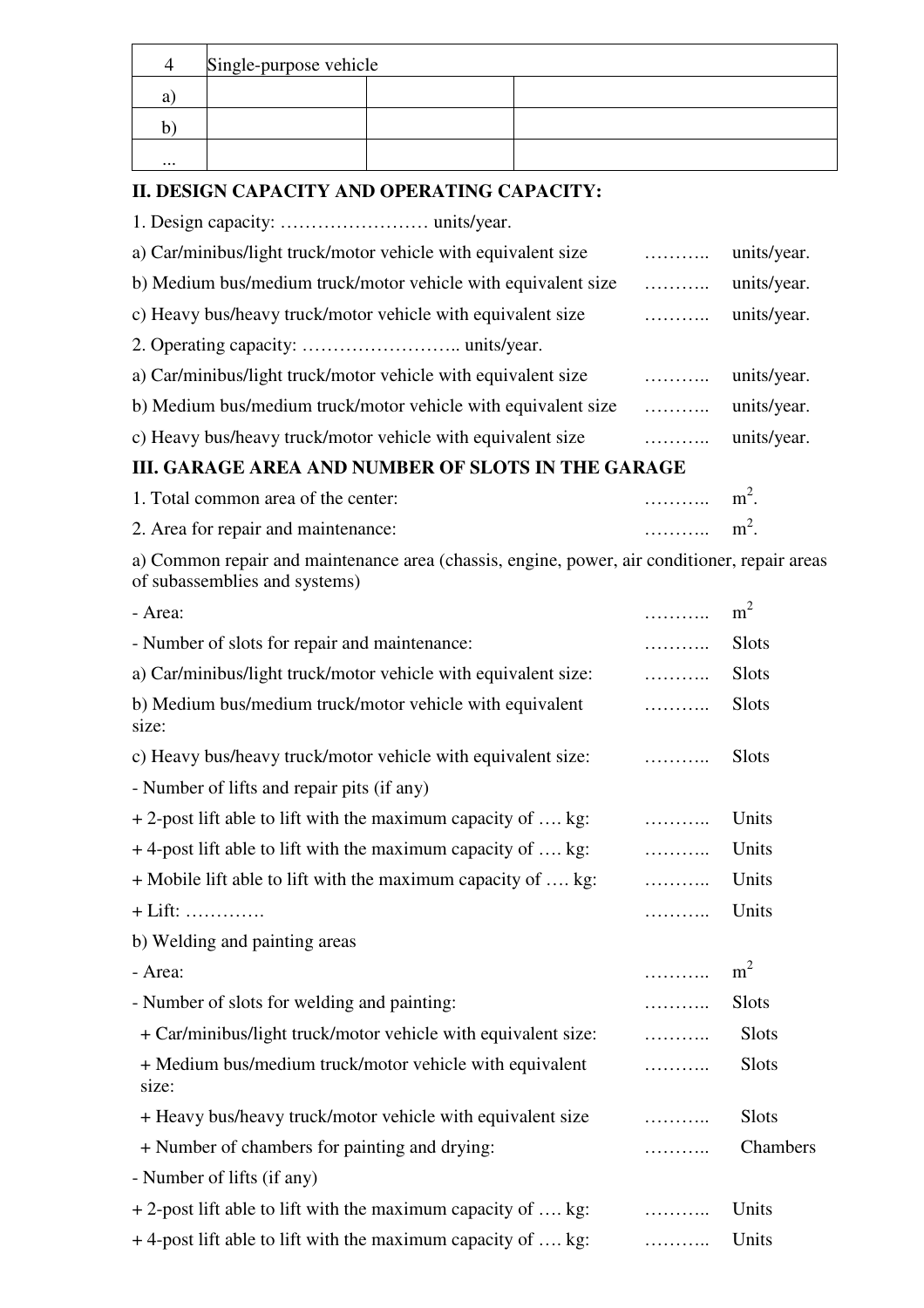| 4 | Single-purpose vehicle | | |
| --- | --- | --- | --- |
| a) | | | |
| b) | | | |
| ... | | | |

## II. DESIGN CAPACITY AND OPERATING CAPACITY:

1. Design capacity: …………………… units/year.

a) Car/minibus/light truck/motor vehicle with equivalent size ……….. units/year.

b) Medium bus/medium truck/motor vehicle with equivalent size ……….. units/year.

c) Heavy bus/heavy truck/motor vehicle with equivalent size ……….. units/year.

2. Operating capacity: …………………….. units/year.

a) Car/minibus/light truck/motor vehicle with equivalent size ……….. units/year.

b) Medium bus/medium truck/motor vehicle with equivalent size ……….. units/year.

c) Heavy bus/heavy truck/motor vehicle with equivalent size ……….. units/year.

## III. GARAGE AREA AND NUMBER OF SLOTS IN THE GARAGE

1. Total common area of the center: ……….. $m^2$.

2. Area for repair and maintenance: ……….. $m^2$.

a) Common repair and maintenance area (chassis, engine, power, air conditioner, repair areas of subassemblies and systems)

- Area: ……….. $m^2$
- Number of slots for repair and maintenance: ……….. Slots

a) Car/minibus/light truck/motor vehicle with equivalent size: ……….. Slots

b) Medium bus/medium truck/motor vehicle with equivalent size: ……….. Slots

c) Heavy bus/heavy truck/motor vehicle with equivalent size: ……….. Slots

- Number of lifts and repair pits (if any)

+ 2-post lift able to lift with the maximum capacity of …. kg: ……….. Units

+ 4-post lift able to lift with the maximum capacity of …. kg: ……….. Units

+ Mobile lift able to lift with the maximum capacity of …. kg: ……….. Units

+ Lift: …………. ……….. Units

b) Welding and painting areas

- Area: ……….. $m^2$
- Number of slots for welding and painting: ……….. Slots

+ Car/minibus/light truck/motor vehicle with equivalent size: ……….. Slots

+ Medium bus/medium truck/motor vehicle with equivalent size: ……….. Slots

+ Heavy bus/heavy truck/motor vehicle with equivalent size ……….. Slots

+ Number of chambers for painting and drying: ……….. Chambers

- Number of lifts (if any)

+ 2-post lift able to lift with the maximum capacity of …. kg: ……….. Units

+ 4-post lift able to lift with the maximum capacity of …. kg: ……….. Units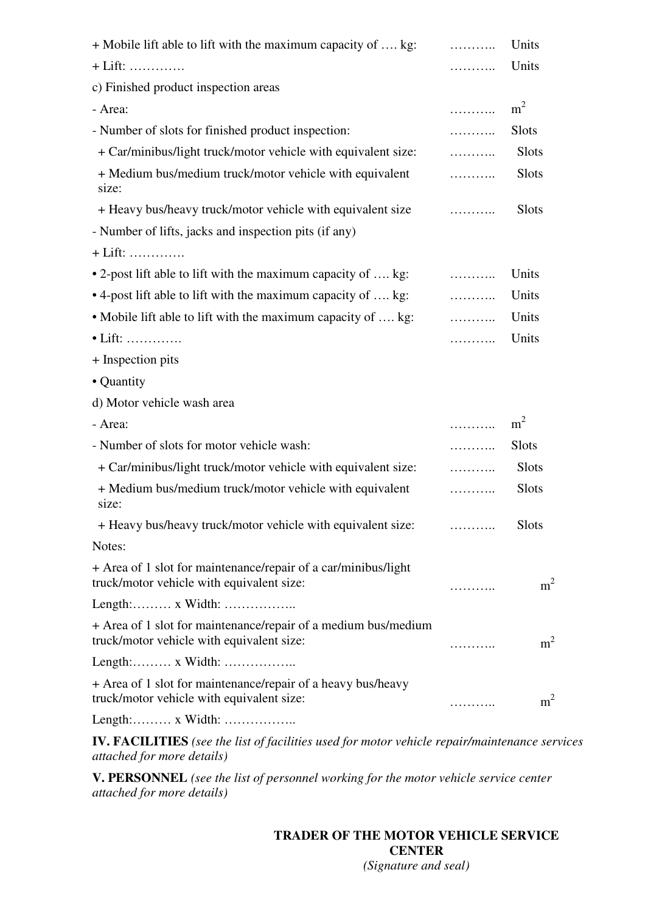+ Mobile lift able to lift with the maximum capacity of …. kg: ……….. Units

+ Lift: …………. ……….. Units

c) Finished product inspection areas

- Area: ……….. $m^2$

- Number of slots for finished product inspection: ……….. Slots

+ Car/minibus/light truck/motor vehicle with equivalent size: ……….. Slots

+ Medium bus/medium truck/motor vehicle with equivalent size: ……….. Slots

+ Heavy bus/heavy truck/motor vehicle with equivalent size ……….. Slots

- Number of lifts, jacks and inspection pits (if any)

+ Lift: ………….

• 2-post lift able to lift with the maximum capacity of …. kg: ……….. Units

• 4-post lift able to lift with the maximum capacity of …. kg: ……….. Units

• Mobile lift able to lift with the maximum capacity of …. kg: ……….. Units

• Lift: …………. ……….. Units

+ Inspection pits

• Quantity

d) Motor vehicle wash area

- Area: ……….. $m^2$

- Number of slots for motor vehicle wash: ……….. Slots

+ Car/minibus/light truck/motor vehicle with equivalent size: ……….. Slots

+ Medium bus/medium truck/motor vehicle with equivalent size: ……….. Slots

+ Heavy bus/heavy truck/motor vehicle with equivalent size: ……….. Slots

Notes:

+ Area of 1 slot for maintenance/repair of a car/minibus/light truck/motor vehicle with equivalent size: ……….. $m^2$

Length:……… x Width: ……………..

+ Area of 1 slot for maintenance/repair of a medium bus/medium truck/motor vehicle with equivalent size: ……….. $m^2$

Length:……… x Width: ……………..

+ Area of 1 slot for maintenance/repair of a heavy bus/heavy truck/motor vehicle with equivalent size: ……….. $m^2$

Length:……… x Width: ……………..

**IV. FACILITIES** *(see the list of facilities used for motor vehicle repair/maintenance services attached for more details)*

**V. PERSONNEL** *(see the list of personnel working for the motor vehicle service center attached for more details)*

**TRADER OF THE MOTOR VEHICLE SERVICE CENTER**
*(Signature and seal)*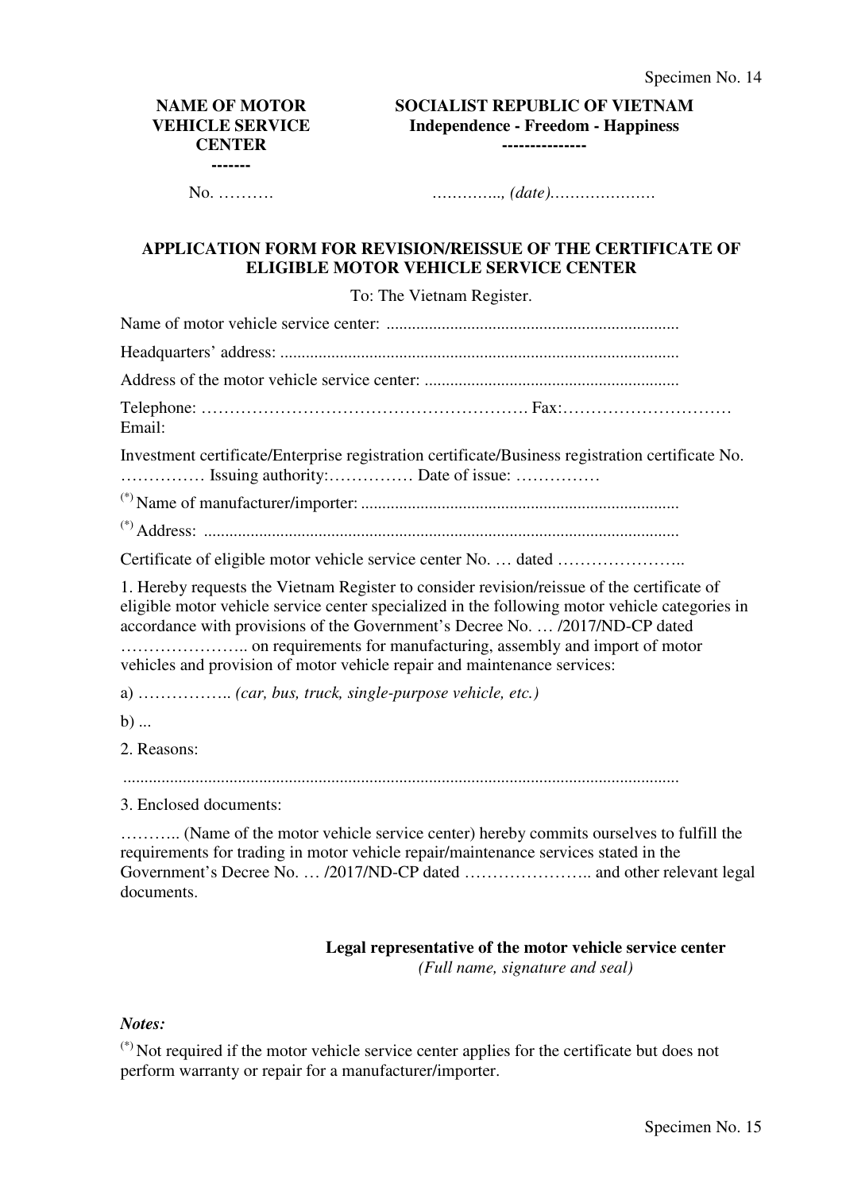Specimen No. 14

| NAME OF MOTOR VEHICLE SERVICE CENTER ------- | SOCIALIST REPUBLIC OF VIETNAM Independence - Freedom - Happiness --------------- |
|---|---|
| No. ………. | ………….., *(date)*………………… |

**APPLICATION FORM FOR REVISION/REISSUE OF THE CERTIFICATE OF ELIGIBLE MOTOR VEHICLE SERVICE CENTER**

To: The Vietnam Register.

Name of motor vehicle service center: ....................................................................

Headquarters' address: .............................................................................................

Address of the motor vehicle service center: ...........................................................

Telephone: …………………………………………………. Fax:………………………… Email:

Investment certificate/Enterprise registration certificate/Business registration certificate No. …………… Issuing authority:…………… Date of issue: ……………

(*) Name of manufacturer/importer: ..........................................................................

(*) Address: ..............................................................................................................

Certificate of eligible motor vehicle service center No. … dated …………………..

1. Hereby requests the Vietnam Register to consider revision/reissue of the certificate of eligible motor vehicle service center specialized in the following motor vehicle categories in accordance with provisions of the Government's Decree No. … /2017/ND-CP dated ………………….. on requirements for manufacturing, assembly and import of motor vehicles and provision of motor vehicle repair and maintenance services:

a) …………….. *(car, bus, truck, single-purpose vehicle, etc.)*

b) ...

2. Reasons:

.................................................................................................................................

3. Enclosed documents:

……….. (Name of the motor vehicle service center) hereby commits ourselves to fulfill the requirements for trading in motor vehicle repair/maintenance services stated in the Government's Decree No. … /2017/ND-CP dated ………………….. and other relevant legal documents.

**Legal representative of the motor vehicle service center**
*(Full name, signature and seal)*

***Notes:***

(*) Not required if the motor vehicle service center applies for the certificate but does not perform warranty or repair for a manufacturer/importer.

Specimen No. 15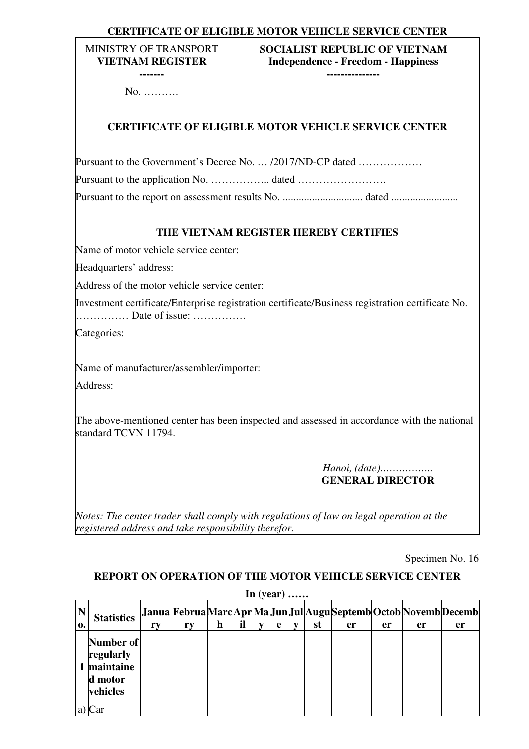**CERTIFICATE OF ELIGIBLE MOTOR VEHICLE SERVICE CENTER**

| MINISTRY OF TRANSPORT<br>**VIETNAM REGISTER**<br>**-------** | **SOCIALIST REPUBLIC OF VIETNAM**<br>**Independence - Freedom - Happiness**<br>**---------------** |
|---|---|

No. ……….

## CERTIFICATE OF ELIGIBLE MOTOR VEHICLE SERVICE CENTER

Pursuant to the Government's Decree No. … /2017/ND-CP dated ………………

Pursuant to the application No. …………….. dated …………………….

Pursuant to the report on assessment results No. .............................. dated .........................

### THE VIETNAM REGISTER HEREBY CERTIFIES

Name of motor vehicle service center:

Headquarters' address:

Address of the motor vehicle service center:

Investment certificate/Enterprise registration certificate/Business registration certificate No. …………… Date of issue: ……………

Categories:

Name of manufacturer/assembler/importer:

Address:

The above-mentioned center has been inspected and assessed in accordance with the national standard TCVN 11794.

*Hanoi, (date)……………..*
**GENERAL DIRECTOR**

*Notes: The center trader shall comply with regulations of law on legal operation at the registered address and take responsibility therefor.*

Specimen No. 16

## REPORT ON OPERATION OF THE MOTOR VEHICLE SERVICE CENTER

**In (year) ……**

| No. | Statistics | January | February | March | April | May | June | July | August | September | October | November | December |
|---|---|---|---|---|---|---|---|---|---|---|---|---|---|
| 1 | **Number of regularly maintained motor vehicles** | | | | | | | | | | | | |
| a) | Car | | | | | | | | | | | | |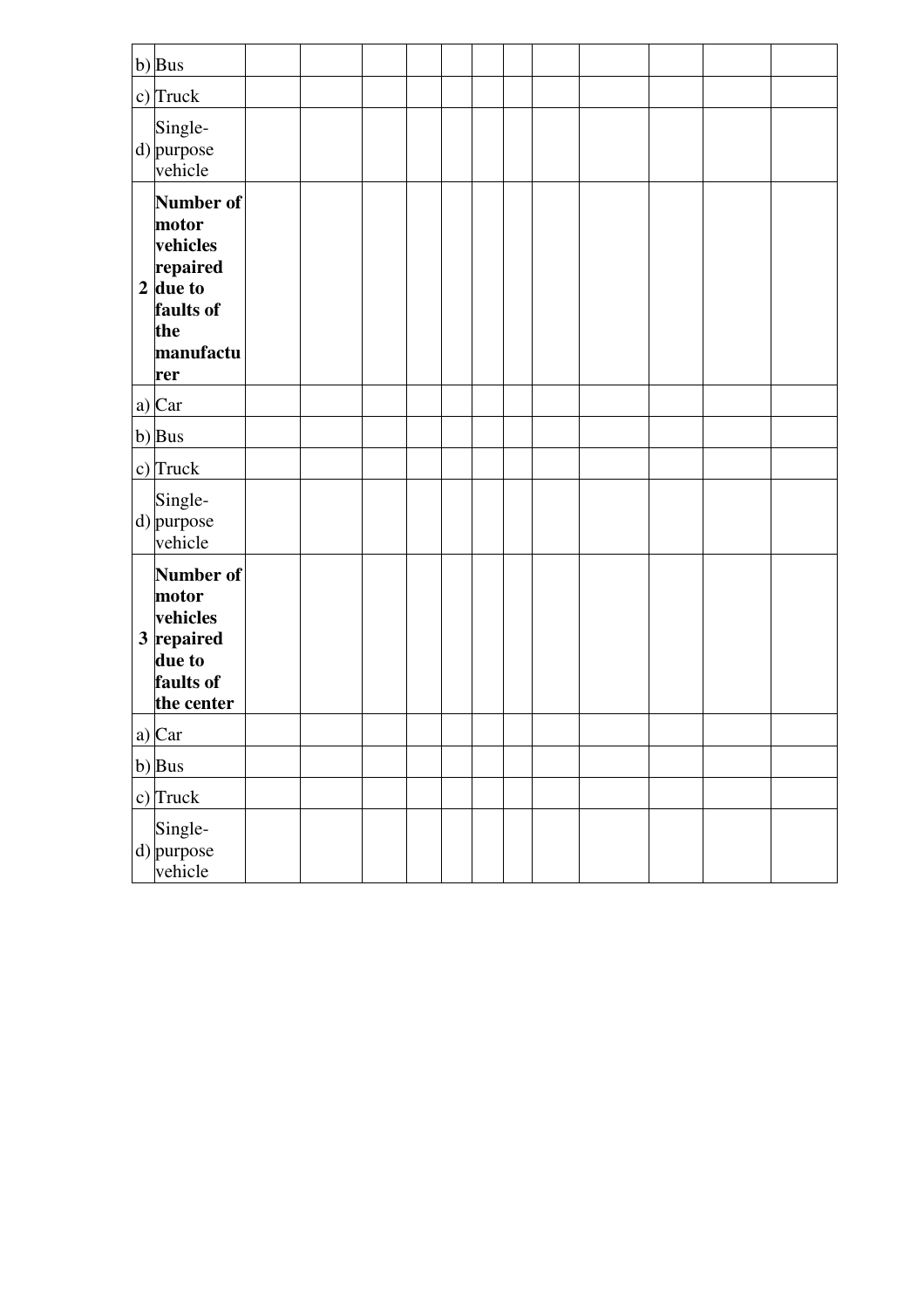| | | | | | | | | | | | | | |
|---|---|---|---|---|---|---|---|---|---|---|---|---|---|
| b) | Bus | | | | | | | | | | | | |
| c) | Truck | | | | | | | | | | | | |
| d) | Single-purpose vehicle | | | | | | | | | | | | |
| **2** | **Number of motor vehicles repaired due to faults of the manufacturer** | | | | | | | | | | | | |
| a) | Car | | | | | | | | | | | | |
| b) | Bus | | | | | | | | | | | | |
| c) | Truck | | | | | | | | | | | | |
| d) | Single-purpose vehicle | | | | | | | | | | | | |
| **3** | **Number of motor vehicles repaired due to faults of the center** | | | | | | | | | | | | |
| a) | Car | | | | | | | | | | | | |
| b) | Bus | | | | | | | | | | | | |
| c) | Truck | | | | | | | | | | | | |
| d) | Single-purpose vehicle | | | | | | | | | | | | |